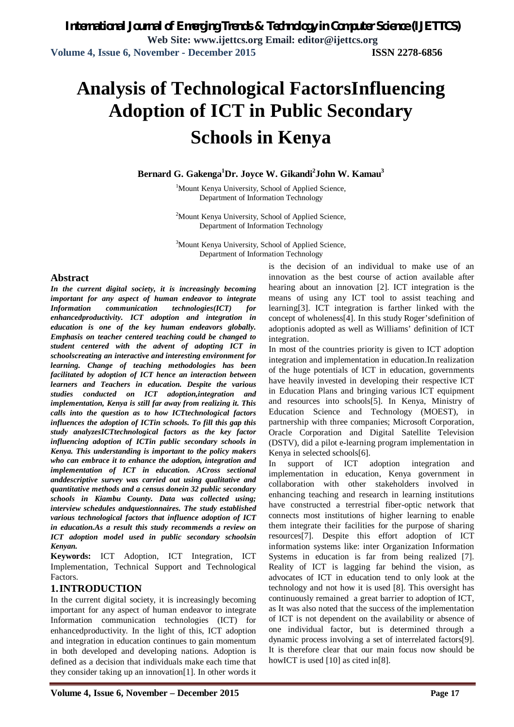# Analysis of Technological FactorsInfluencing Adoption of ICT in Public Secondary Schools in Kenya

**Bernard G. Gakenga[1]Dr. Joyce W. Gikandi[2]John W. Kamau[3]**

[1]Mount Kenya University, School of Applied Science, Department of Information Technology

[2]Mount Kenya University, School of Applied Science, Department of Information Technology

[3]Mount Kenya University, School of Applied Science, Department of Information Technology

## Abstract

***In the current digital society, it is increasingly becoming important for any aspect of human endeavor to integrate Information communication technologies(ICT) for enhancedproductivity. ICT adoption and integration in education is one of the key human endeavors globally. Emphasis on teacher centered teaching could be changed to student centered with the advent of adopting ICT in schoolscreating an interactive and interesting environment for learning. Change of teaching methodologies has been facilitated by adoption of ICT hence an interaction between learners and Teachers in education. Despite the various studies conducted on ICT adoption,integration and implementation, Kenya is still far away from realizing it. This calls into the question as to how ICTtechnological factors influences the adoption of ICTin schools. To fill this gap this study analyzesICTtechnological factors as the key factor influencing adoption of ICTin public secondary schools in Kenya. This understanding is important to the policy makers who can embrace it to enhance the adoption, integration and implementation of ICT in education. ACross sectional anddescriptive survey was carried out using qualitative and quantitative methods and a census donein 32 public secondary schools in Kiambu County. Data was collected using; interview schedules andquestionnaires. The study established various technological factors that influence adoption of ICT in education.As a result this study recommends a review on ICT adoption model used in public secondary schoolsin Kenyan.***

**Keywords:** ICT Adoption, ICT Integration, ICT Implementation, Technical Support and Technological Factors.

## 1.INTRODUCTION

In the current digital society, it is increasingly becoming important for any aspect of human endeavor to integrate Information communication technologies (ICT) for enhancedproductivity. In the light of this, ICT adoption and integration in education continues to gain momentum in both developed and developing nations. Adoption is defined as a decision that individuals make each time that they consider taking up an innovation[1]. In other words it is the decision of an individual to make use of an innovation as the best course of action available after hearing about an innovation [2]. ICT integration is the means of using any ICT tool to assist teaching and learning[3]. ICT integration is farther linked with the concept of wholeness[4]. In this study Roger'sdefinition of adoptionis adopted as well as Williams' definition of ICT integration.

In most of the countries priority is given to ICT adoption integration and implementation in education.In realization of the huge potentials of ICT in education, governments have heavily invested in developing their respective ICT in Education Plans and bringing various ICT equipment and resources into schools[5]. In Kenya, Ministry of Education Science and Technology (MOEST), in partnership with three companies; Microsoft Corporation, Oracle Corporation and Digital Satellite Television (DSTV), did a pilot e-learning program implementation in Kenya in selected schools[6].

In support of ICT adoption integration and implementation in education, Kenya government in collaboration with other stakeholders involved in enhancing teaching and research in learning institutions have constructed a terrestrial fiber-optic network that connects most institutions of higher learning to enable them integrate their facilities for the purpose of sharing resources[7]. Despite this effort adoption of ICT information systems like: inter Organization Information Systems in education is far from being realized [7]. Reality of ICT is lagging far behind the vision, as advocates of ICT in education tend to only look at the technology and not how it is used [8]. This oversight has continuously remained a great barrier to adoption of ICT, as It was also noted that the success of the implementation of ICT is not dependent on the availability or absence of one individual factor, but is determined through a dynamic process involving a set of interrelated factors[9]. It is therefore clear that our main focus now should be howICT is used [10] as cited in[8].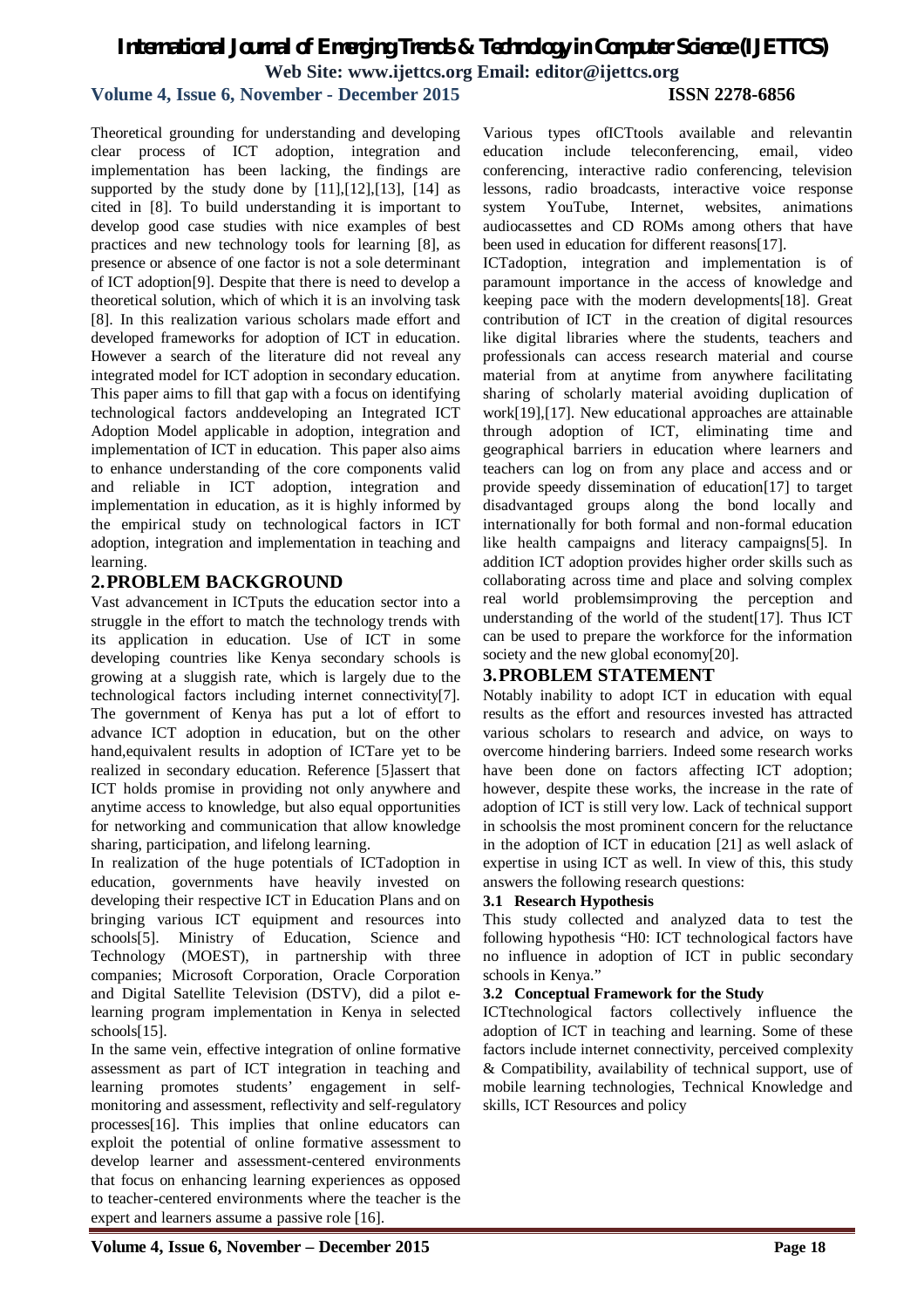Theoretical grounding for understanding and developing clear process of ICT adoption, integration and implementation has been lacking, the findings are supported by the study done by [11],[12],[13], [14] as cited in [8]. To build understanding it is important to develop good case studies with nice examples of best practices and new technology tools for learning [8], as presence or absence of one factor is not a sole determinant of ICT adoption[9]. Despite that there is need to develop a theoretical solution, which of which it is an involving task [8]. In this realization various scholars made effort and developed frameworks for adoption of ICT in education. However a search of the literature did not reveal any integrated model for ICT adoption in secondary education. This paper aims to fill that gap with a focus on identifying technological factors anddeveloping an Integrated ICT Adoption Model applicable in adoption, integration and implementation of ICT in education. This paper also aims to enhance understanding of the core components valid and reliable in ICT adoption, integration and implementation in education, as it is highly informed by the empirical study on technological factors in ICT adoption, integration and implementation in teaching and learning.

## 2. PROBLEM BACKGROUND

Vast advancement in ICTputs the education sector into a struggle in the effort to match the technology trends with its application in education. Use of ICT in some developing countries like Kenya secondary schools is growing at a sluggish rate, which is largely due to the technological factors including internet connectivity[7]. The government of Kenya has put a lot of effort to advance ICT adoption in education, but on the other hand,equivalent results in adoption of ICTare yet to be realized in secondary education. Reference [5]assert that ICT holds promise in providing not only anywhere and anytime access to knowledge, but also equal opportunities for networking and communication that allow knowledge sharing, participation, and lifelong learning.

In realization of the huge potentials of ICTadoption in education, governments have heavily invested on developing their respective ICT in Education Plans and on bringing various ICT equipment and resources into schools[5]. Ministry of Education, Science and Technology (MOEST), in partnership with three companies; Microsoft Corporation, Oracle Corporation and Digital Satellite Television (DSTV), did a pilot e-learning program implementation in Kenya in selected schools[15].

In the same vein, effective integration of online formative assessment as part of ICT integration in teaching and learning promotes students' engagement in self-monitoring and assessment, reflectivity and self-regulatory processes[16]. This implies that online educators can exploit the potential of online formative assessment to develop learner and assessment-centered environments that focus on enhancing learning experiences as opposed to teacher-centered environments where the teacher is the expert and learners assume a passive role [16].

Various types ofICTtools available and relevantin education include teleconferencing, email, video conferencing, interactive radio conferencing, television lessons, radio broadcasts, interactive voice response system YouTube, Internet, websites, animations audiocassettes and CD ROMs among others that have been used in education for different reasons[17].

ICTadoption, integration and implementation is of paramount importance in the access of knowledge and keeping pace with the modern developments[18]. Great contribution of ICT in the creation of digital resources like digital libraries where the students, teachers and professionals can access research material and course material from at anytime from anywhere facilitating sharing of scholarly material avoiding duplication of work[19],[17]. New educational approaches are attainable through adoption of ICT, eliminating time and geographical barriers in education where learners and teachers can log on from any place and access and or provide speedy dissemination of education[17] to target disadvantaged groups along the bond locally and internationally for both formal and non-formal education like health campaigns and literacy campaigns[5]. In addition ICT adoption provides higher order skills such as collaborating across time and place and solving complex real world problemsimproving the perception and understanding of the world of the student[17]. Thus ICT can be used to prepare the workforce for the information society and the new global economy[20].

## 3. PROBLEM STATEMENT

Notably inability to adopt ICT in education with equal results as the effort and resources invested has attracted various scholars to research and advice, on ways to overcome hindering barriers. Indeed some research works have been done on factors affecting ICT adoption; however, despite these works, the increase in the rate of adoption of ICT is still very low. Lack of technical support in schoolsis the most prominent concern for the reluctance in the adoption of ICT in education [21] as well aslack of expertise in using ICT as well. In view of this, this study answers the following research questions:

### 3.1 Research Hypothesis

This study collected and analyzed data to test the following hypothesis "H0: ICT technological factors have no influence in adoption of ICT in public secondary schools in Kenya."

### 3.2 Conceptual Framework for the Study

ICTtechnological factors collectively influence the adoption of ICT in teaching and learning. Some of these factors include internet connectivity, perceived complexity & Compatibility, availability of technical support, use of mobile learning technologies, Technical Knowledge and skills, ICT Resources and policy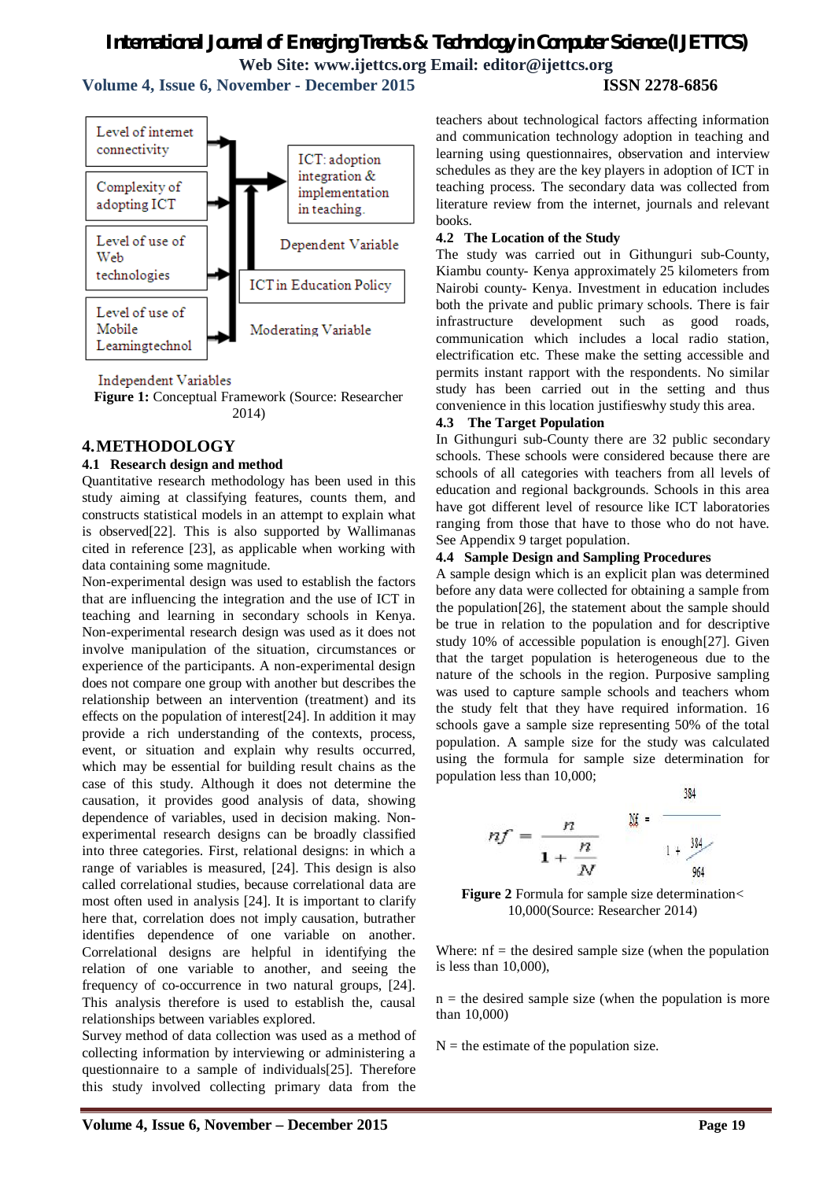Level of internet connectivity

Complexity of adopting ICT

Level of use of Web technologies

Level of use of Mobile Learningtechnol

ICT: adoption integration & implementation in teaching.

Dependent Variable

ICT in Education Policy

Moderating Variable

Independent Variables

**Figure 1:** Conceptual Framework (Source: Researcher 2014)

## 4. METHODOLOGY

### 4.1 Research design and method

Quantitative research methodology has been used in this study aiming at classifying features, counts them, and constructs statistical models in an attempt to explain what is observed[22]. This is also supported by Wallimanas cited in reference [23], as applicable when working with data containing some magnitude.

Non-experimental design was used to establish the factors that are influencing the integration and the use of ICT in teaching and learning in secondary schools in Kenya. Non-experimental research design was used as it does not involve manipulation of the situation, circumstances or experience of the participants. A non-experimental design does not compare one group with another but describes the relationship between an intervention (treatment) and its effects on the population of interest[24]. In addition it may provide a rich understanding of the contexts, process, event, or situation and explain why results occurred, which may be essential for building result chains as the case of this study. Although it does not determine the causation, it provides good analysis of data, showing dependence of variables, used in decision making. Non-experimental research designs can be broadly classified into three categories. First, relational designs: in which a range of variables is measured, [24]. This design is also called correlational studies, because correlational data are most often used in analysis [24]. It is important to clarify here that, correlation does not imply causation, butrather identifies dependence of one variable on another. Correlational designs are helpful in identifying the relation of one variable to another, and seeing the frequency of co-occurrence in two natural groups, [24]. This analysis therefore is used to establish the, causal relationships between variables explored.

Survey method of data collection was used as a method of collecting information by interviewing or administering a questionnaire to a sample of individuals[25]. Therefore this study involved collecting primary data from the teachers about technological factors affecting information and communication technology adoption in teaching and learning using questionnaires, observation and interview schedules as they are the key players in adoption of ICT in teaching process. The secondary data was collected from literature review from the internet, journals and relevant books.

### 4.2 The Location of the Study

The study was carried out in Githunguri sub-County, Kiambu county- Kenya approximately 25 kilometers from Nairobi county- Kenya. Investment in education includes both the private and public primary schools. There is fair infrastructure development such as good roads, communication which includes a local radio station, electrification etc. These make the setting accessible and permits instant rapport with the respondents. No similar study has been carried out in the setting and thus convenience in this location justifieswhy study this area.

### 4.3 The Target Population

In Githunguri sub-County there are 32 public secondary schools. These schools were considered because there are schools of all categories with teachers from all levels of education and regional backgrounds. Schools in this area have got different level of resource like ICT laboratories ranging from those that have to those who do not have. See Appendix 9 target population.

### 4.4 Sample Design and Sampling Procedures

A sample design which is an explicit plan was determined before any data were collected for obtaining a sample from the population[26], the statement about the sample should be true in relation to the population and for descriptive study 10% of accessible population is enough[27]. Given that the target population is heterogeneous due to the nature of the schools in the region. Purposive sampling was used to capture sample schools and teachers whom the study felt that they have required information. 16 schools gave a sample size representing 50% of the total population. A sample size for the study was calculated using the formula for sample size determination for population less than 10,000;

$$nf = \frac{n}{1 + \frac{n}{N}} \qquad Nf = \frac{384}{1 + \frac{384}{964}}$$

**Figure 2** Formula for sample size determination< 10,000(Source: Researcher 2014)

Where: nf = the desired sample size (when the population is less than 10,000),

n = the desired sample size (when the population is more than 10,000)

N = the estimate of the population size.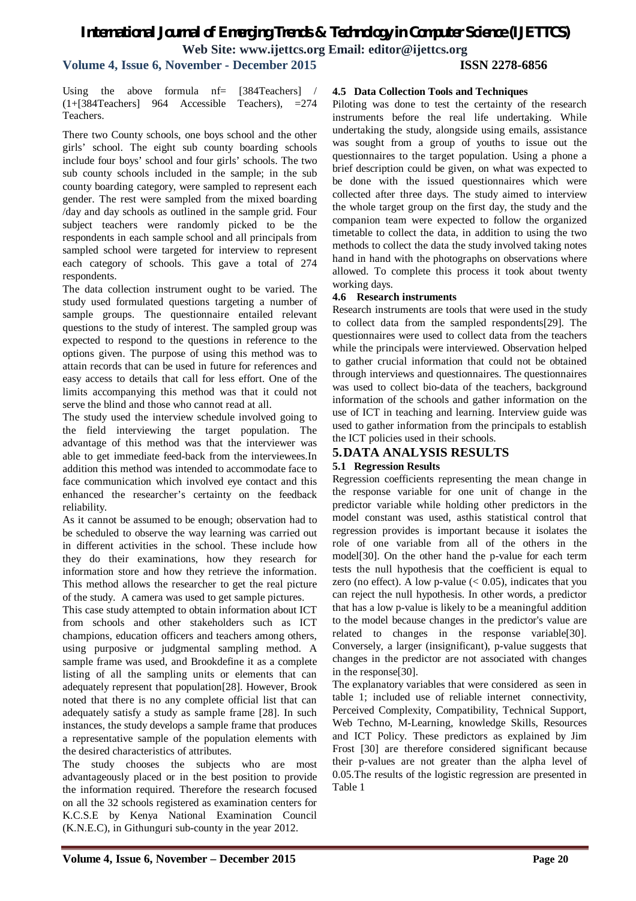Using the above formula nf= [384Teachers] / (1+[384Teachers] 964 Accessible Teachers), =274 Teachers.

There two County schools, one boys school and the other girls' school. The eight sub county boarding schools include four boys' school and four girls' schools. The two sub county schools included in the sample; in the sub county boarding category, were sampled to represent each gender. The rest were sampled from the mixed boarding /day and day schools as outlined in the sample grid. Four subject teachers were randomly picked to be the respondents in each sample school and all principals from sampled school were targeted for interview to represent each category of schools. This gave a total of 274 respondents.

The data collection instrument ought to be varied. The study used formulated questions targeting a number of sample groups. The questionnaire entailed relevant questions to the study of interest. The sampled group was expected to respond to the questions in reference to the options given. The purpose of using this method was to attain records that can be used in future for references and easy access to details that call for less effort. One of the limits accompanying this method was that it could not serve the blind and those who cannot read at all.

The study used the interview schedule involved going to the field interviewing the target population. The advantage of this method was that the interviewer was able to get immediate feed-back from the interviewees.In addition this method was intended to accommodate face to face communication which involved eye contact and this enhanced the researcher's certainty on the feedback reliability.

As it cannot be assumed to be enough; observation had to be scheduled to observe the way learning was carried out in different activities in the school. These include how they do their examinations, how they research for information store and how they retrieve the information. This method allows the researcher to get the real picture of the study. A camera was used to get sample pictures.

This case study attempted to obtain information about ICT from schools and other stakeholders such as ICT champions, education officers and teachers among others, using purposive or judgmental sampling method. A sample frame was used, and Brookdefine it as a complete listing of all the sampling units or elements that can adequately represent that population[28]. However, Brook noted that there is no any complete official list that can adequately satisfy a study as sample frame [28]. In such instances, the study develops a sample frame that produces a representative sample of the population elements with the desired characteristics of attributes.

The study chooses the subjects who are most advantageously placed or in the best position to provide the information required. Therefore the research focused on all the 32 schools registered as examination centers for K.C.S.E by Kenya National Examination Council (K.N.E.C), in Githunguri sub-county in the year 2012.

### 4.5 Data Collection Tools and Techniques

Piloting was done to test the certainty of the research instruments before the real life undertaking. While undertaking the study, alongside using emails, assistance was sought from a group of youths to issue out the questionnaires to the target population. Using a phone a brief description could be given, on what was expected to be done with the issued questionnaires which were collected after three days. The study aimed to interview the whole target group on the first day, the study and the companion team were expected to follow the organized timetable to collect the data, in addition to using the two methods to collect the data the study involved taking notes hand in hand with the photographs on observations where allowed. To complete this process it took about twenty working days.

### 4.6 Research instruments

Research instruments are tools that were used in the study to collect data from the sampled respondents[29]. The questionnaires were used to collect data from the teachers while the principals were interviewed. Observation helped to gather crucial information that could not be obtained through interviews and questionnaires. The questionnaires was used to collect bio-data of the teachers, background information of the schools and gather information on the use of ICT in teaching and learning. Interview guide was used to gather information from the principals to establish the ICT policies used in their schools.

## 5. DATA ANALYSIS RESULTS

### 5.1 Regression Results

Regression coefficients representing the mean change in the response variable for one unit of change in the predictor variable while holding other predictors in the model constant was used, asthis statistical control that regression provides is important because it isolates the role of one variable from all of the others in the model[30]. On the other hand the p-value for each term tests the null hypothesis that the coefficient is equal to zero (no effect). A low p-value ($< 0.05$), indicates that you can reject the null hypothesis. In other words, a predictor that has a low p-value is likely to be a meaningful addition to the model because changes in the predictor's value are related to changes in the response variable[30]. Conversely, a larger (insignificant), p-value suggests that changes in the predictor are not associated with changes in the response[30].

The explanatory variables that were considered as seen in table 1; included use of reliable internet connectivity, Perceived Complexity, Compatibility, Technical Support, Web Techno, M-Learning, knowledge Skills, Resources and ICT Policy. These predictors as explained by Jim Frost [30] are therefore considered significant because their p-values are not greater than the alpha level of 0.05.The results of the logistic regression are presented in Table 1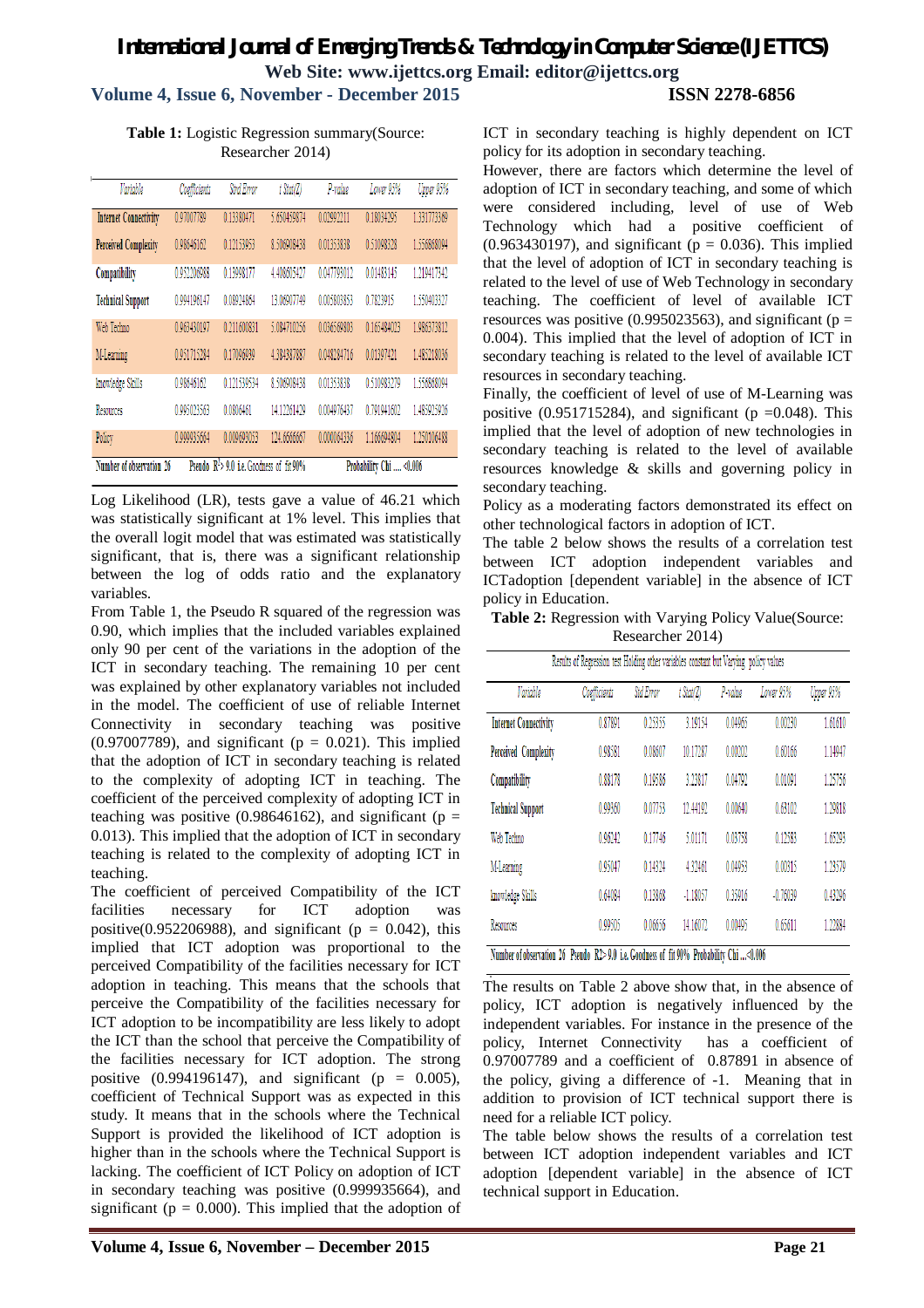**Table 1:** Logistic Regression summary(Source: Researcher 2014)

| Variable | Coefficients | Std Error | t Stat(Z) | P-value | Lower 95% | Upper 95% |
|---|---|---|---|---|---|---|
| Internet Connectivity | 0.97007789 | 0.13380471 | 5.650459874 | 0.02092211 | 0.18034295 | 1.331773369 |
| Perceived Complexity | 0.98646162 | 0.12153953 | 8.506908438 | 0.01353838 | 0.51098328 | 1.556868094 |
| Compatibility | 0.952206988 | 0.13998177 | 4.408605427 | 0.047793012 | 0.01483145 | 1.219417342 |
| Technical Support | 0.994196147 | 0.08924864 | 13.06907749 | 0.005803853 | 0.7823915 | 1.550403327 |
| Web Techno | 0.963430197 | 0.211690831 | 5.084710256 | 0.036569803 | 0.165484023 | 1.986373812 |
| M-Learning | 0.951715284 | 0.17096939 | 4.384387887 | 0.048284716 | 0.01397421 | 1.485218036 |
| knowledge Skills | 0.98646162 | 0.121539534 | 8.506908438 | 0.01353838 | 0.510983279 | 1.556868094 |
| Resources | 0.995023563 | 0.0806461 | 14.12261429 | 0.004976437 | 0.791941602 | 1.485925926 |
| Policy | 0.999935664 | 0.008693033 | 124.6666667 | 0.000064336 | 1.166694804 | 1.250100488 |
| Number of observation 26 | Pseudo $R^2$> 9.0 i.e. Goodness of fit 90% | | | Probability Chi .... <0.006 | | |

Log Likelihood (LR), tests gave a value of 46.21 which was statistically significant at 1% level. This implies that the overall logit model that was estimated was statistically significant, that is, there was a significant relationship between the log of odds ratio and the explanatory variables.

From Table 1, the Pseudo R squared of the regression was 0.90, which implies that the included variables explained only 90 per cent of the variations in the adoption of the ICT in secondary teaching. The remaining 10 per cent was explained by other explanatory variables not included in the model. The coefficient of use of reliable Internet Connectivity in secondary teaching was positive (0.97007789), and significant ($p = 0.021$). This implied that the adoption of ICT in secondary teaching is related to the complexity of adopting ICT in teaching. The coefficient of the perceived complexity of adopting ICT in teaching was positive (0.98646162), and significant ($p = 0.013$). This implied that the adoption of ICT in secondary teaching is related to the complexity of adopting ICT in teaching.

The coefficient of perceived Compatibility of the ICT facilities necessary for ICT adoption was positive(0.952206988), and significant ($p = 0.042$), this implied that ICT adoption was proportional to the perceived Compatibility of the facilities necessary for ICT adoption in teaching. This means that the schools that perceive the Compatibility of the facilities necessary for ICT adoption to be incompatibility are less likely to adopt the ICT than the school that perceive the Compatibility of the facilities necessary for ICT adoption. The strong positive (0.994196147), and significant ($p = 0.005$), coefficient of Technical Support was as expected in this study. It means that in the schools where the Technical Support is provided the likelihood of ICT adoption is higher than in the schools where the Technical Support is lacking. The coefficient of ICT Policy on adoption of ICT in secondary teaching was positive (0.999935664), and significant ($p = 0.000$). This implied that the adoption of ICT in secondary teaching is highly dependent on ICT policy for its adoption in secondary teaching.

However, there are factors which determine the level of adoption of ICT in secondary teaching, and some of which were considered including, level of use of Web Technology which had a positive coefficient of (0.963430197), and significant ($p = 0.036$). This implied that the level of adoption of ICT in secondary teaching is related to the level of use of Web Technology in secondary teaching. The coefficient of level of available ICT resources was positive (0.995023563), and significant ($p = 0.004$). This implied that the level of adoption of ICT in secondary teaching is related to the level of available ICT resources in secondary teaching.

Finally, the coefficient of level of use of M-Learning was positive (0.951715284), and significant ($p = 0.048$). This implied that the level of adoption of new technologies in secondary teaching is related to the level of available resources knowledge & skills and governing policy in secondary teaching.

Policy as a moderating factors demonstrated its effect on other technological factors in adoption of ICT.

The table 2 below shows the results of a correlation test between ICT adoption independent variables and ICTadoption [dependent variable] in the absence of ICT policy in Education.

**Table 2:** Regression with Varying Policy Value(Source: Researcher 2014)

Results of Regression test Holding other variables constant but Varying policy values

| Variable | Coefficients | Std Error | t Stat(Z) | P-value | Lower 95% | Upper 95% |
|---|---|---|---|---|---|---|
| Internet Connectivity | 0.87891 | 0.25355 | 3.19154 | 0.04965 | 0.00230 | 1.61610 |
| Perceived Complexity | 0.98581 | 0.08607 | 10.17287 | 0.00202 | 0.60166 | 1.14947 |
| Compatibility | 0.88178 | 0.19586 | 3.23817 | 0.04792 | 0.01091 | 1.25756 |
| Technical Support | 0.99360 | 0.07753 | 12.44192 | 0.00640 | 0.63102 | 1.29818 |
| Web Techno | 0.96242 | 0.17746 | 5.01171 | 0.03758 | 0.12583 | 1.65293 |
| M-Learning | 0.95047 | 0.14324 | 4.32461 | 0.04953 | 0.00815 | 1.23579 |
| knowledge Skills | 0.64084 | 0.13868 | -1.18057 | 0.35916 | -0.76039 | 0.43296 |
| Resources | 0.99505 | 0.06656 | 14.16072 | 0.00495 | 0.65611 | 1.22884 |

Number of observation 26 Pseudo $R^2$> 9.0 i.e. Goodness of fit 90% Probability Chi ...<0.006

The results on Table 2 above show that, in the absence of policy, ICT adoption is negatively influenced by the independent variables. For instance in the presence of the policy, Internet Connectivity has a coefficient of 0.97007789 and a coefficient of 0.87891 in absence of the policy, giving a difference of -1. Meaning that in addition to provision of ICT technical support there is need for a reliable ICT policy.

The table below shows the results of a correlation test between ICT adoption independent variables and ICT adoption [dependent variable] in the absence of ICT technical support in Education.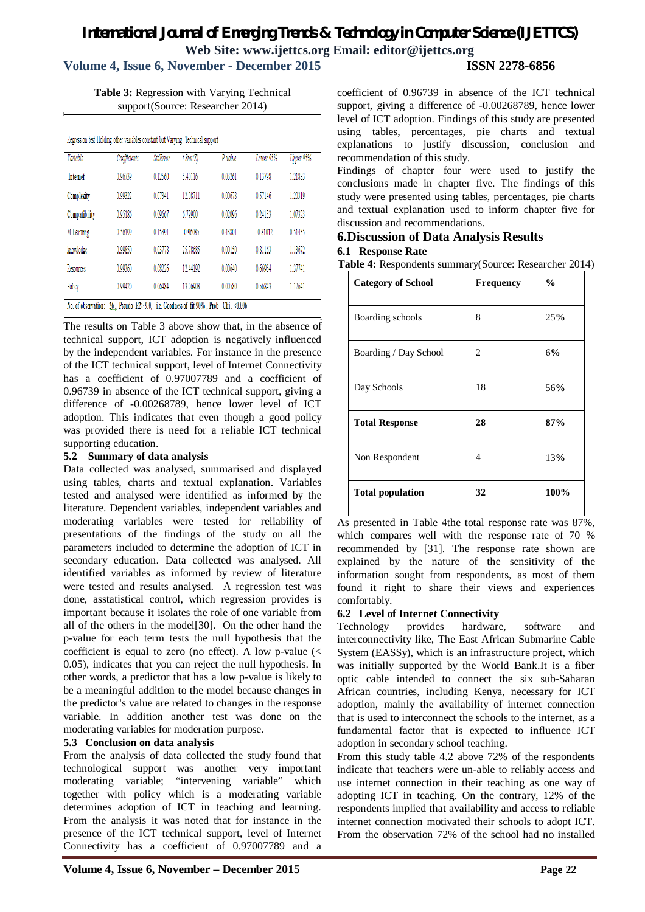**Table 3:** Regression with Varying Technical support(Source: Researcher 2014)

Regression test Holding other variables constant but Varying Technical support

| Variable | Coefficients | StdError | t Stat(Z) | P-value | Lower 95% | Upper 95% |
|---|---|---|---|---|---|---|
| Internet | 0.96739 | 0.12560 | 5.40116 | 0.03261 | 0.13798 | 1.21883 |
| Complexity | 0.99322 | 0.07341 | 12.08711 | 0.00678 | 0.57146 | 1.20319 |
| Compatibility | 0.95186 | 0.09667 | 6.79900 | 0.02096 | 0.24133 | 1.07323 |
| M-Learning | 0.56199 | 0.15391 | -0.96085 | 0.43801 | -0.81012 | 0.51435 |
| knowledge | 0.99850 | 0.03778 | 25.78885 | 0.00150 | 0.81163 | 1.13672 |
| Resources | 0.99360 | 0.08226 | 12.44192 | 0.00640 | 0.66854 | 1.37741 |
| Policy | 0.99420 | 0.06484 | 13.06908 | 0.00580 | 0.56843 | 1.12641 |

No. of observation: 16, Pseudo $R^2$> 9.0, i.e. Goodness of fit 90%, Prob Chi. <0.006

The results on Table 3 above show that, in the absence of technical support, ICT adoption is negatively influenced by the independent variables. For instance in the presence of the ICT technical support, level of Internet Connectivity has a coefficient of 0.97007789 and a coefficient of 0.96739 in absence of the ICT technical support, giving a difference of -0.00268789, hence lower level of ICT adoption. This indicates that even though a good policy was provided there is need for a reliable ICT technical supporting education.

### 5.2 Summary of data analysis

Data collected was analysed, summarised and displayed using tables, charts and textual explanation. Variables tested and analysed were identified as informed by the literature. Dependent variables, independent variables and moderating variables were tested for reliability of presentations of the findings of the study on all the parameters included to determine the adoption of ICT in secondary education. Data collected was analysed. All identified variables as informed by review of literature were tested and results analysed. A regression test was done, asstatistical control, which regression provides is important because it isolates the role of one variable from all of the others in the model[30]. On the other hand the p-value for each term tests the null hypothesis that the coefficient is equal to zero (no effect). A low p-value ($< 0.05$), indicates that you can reject the null hypothesis. In other words, a predictor that has a low p-value is likely to be a meaningful addition to the model because changes in the predictor's value are related to changes in the response variable. In addition another test was done on the moderating variables for moderation purpose.

### 5.3 Conclusion on data analysis

From the analysis of data collected the study found that technological support was another very important moderating variable; "intervening variable" which together with policy which is a moderating variable determines adoption of ICT in teaching and learning. From the analysis it was noted that for instance in the presence of the ICT technical support, level of Internet Connectivity has a coefficient of 0.97007789 and a coefficient of 0.96739 in absence of the ICT technical support, giving a difference of -0.00268789, hence lower level of ICT adoption. Findings of this study are presented using tables, percentages, pie charts and textual explanations to justify discussion, conclusion and recommendation of this study.

Findings of chapter four were used to justify the conclusions made in chapter five. The findings of this study were presented using tables, percentages, pie charts and textual explanation used to inform chapter five for discussion and recommendations.

## 6.Discussion of Data Analysis Results

### 6.1 Response Rate

**Table 4:** Respondents summary(Source: Researcher 2014)

| Category of School | Frequency | % |
|---|---|---|
| Boarding schools | 8 | 25**%** |
| Boarding / Day School | 2 | 6**%** |
| Day Schools | 18 | 56**%** |
| **Total Response** | **28** | **87%** |
| Non Respondent | 4 | 13**%** |
| **Total population** | **32** | **100%** |

As presented in Table 4the total response rate was 87%, which compares well with the response rate of 70 % recommended by [31]. The response rate shown are explained by the nature of the sensitivity of the information sought from respondents, as most of them found it right to share their views and experiences comfortably.

### 6.2 Level of Internet Connectivity

Technology provides hardware, software and interconnectivity like, The East African Submarine Cable System (EASSy), which is an infrastructure project, which was initially supported by the World Bank.It is a fiber optic cable intended to connect the six sub-Saharan African countries, including Kenya, necessary for ICT adoption, mainly the availability of internet connection that is used to interconnect the schools to the internet, as a fundamental factor that is expected to influence ICT adoption in secondary school teaching.

From this study table 4.2 above 72% of the respondents indicate that teachers were un-able to reliably access and use internet connection in their teaching as one way of adopting ICT in teaching. On the contrary, 12% of the respondents implied that availability and access to reliable internet connection motivated their schools to adopt ICT. From the observation 72% of the school had no installed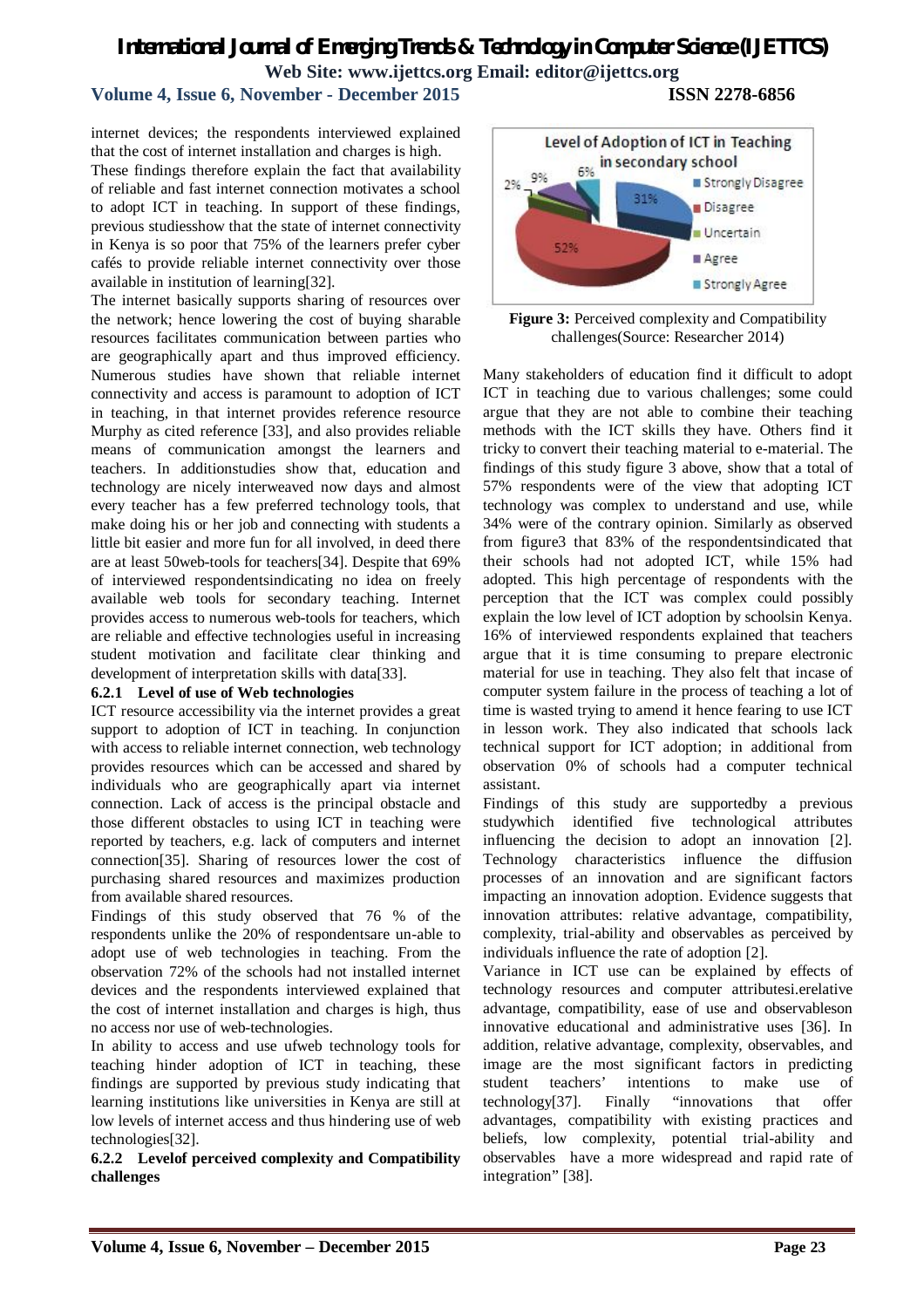internet devices; the respondents interviewed explained that the cost of internet installation and charges is high.

These findings therefore explain the fact that availability of reliable and fast internet connection motivates a school to adopt ICT in teaching. In support of these findings, previous studiesshow that the state of internet connectivity in Kenya is so poor that 75% of the learners prefer cyber cafés to provide reliable internet connectivity over those available in institution of learning[32].

The internet basically supports sharing of resources over the network; hence lowering the cost of buying sharable resources facilitates communication between parties who are geographically apart and thus improved efficiency. Numerous studies have shown that reliable internet connectivity and access is paramount to adoption of ICT in teaching, in that internet provides reference resource Murphy as cited reference [33], and also provides reliable means of communication amongst the learners and teachers. In additionstudies show that, education and technology are nicely interweaved now days and almost every teacher has a few preferred technology tools, that make doing his or her job and connecting with students a little bit easier and more fun for all involved, in deed there are at least 50web-tools for teachers[34]. Despite that 69% of interviewed respondentsindicating no idea on freely available web tools for secondary teaching. Internet provides access to numerous web-tools for teachers, which are reliable and effective technologies useful in increasing student motivation and facilitate clear thinking and development of interpretation skills with data[33].

### 6.2.1 Level of use of Web technologies

ICT resource accessibility via the internet provides a great support to adoption of ICT in teaching. In conjunction with access to reliable internet connection, web technology provides resources which can be accessed and shared by individuals who are geographically apart via internet connection. Lack of access is the principal obstacle and those different obstacles to using ICT in teaching were reported by teachers, e.g. lack of computers and internet connection[35]. Sharing of resources lower the cost of purchasing shared resources and maximizes production from available shared resources.

Findings of this study observed that 76 % of the respondents unlike the 20% of respondentsare un-able to adopt use of web technologies in teaching. From the observation 72% of the schools had not installed internet devices and the respondents interviewed explained that the cost of internet installation and charges is high, thus no access nor use of web-technologies.

In ability to access and use ufweb technology tools for teaching hinder adoption of ICT in teaching, these findings are supported by previous study indicating that learning institutions like universities in Kenya are still at low levels of internet access and thus hindering use of web technologies[32].

### 6.2.2 Levelof perceived complexity and Compatibility challenges

Level of Adoption of ICT in Teaching in secondary school

2%
9%
6%
31%
52%

Strongly Disagree
Disagree
Uncertain
Agree
Strongly Agree

**Figure 3:** Perceived complexity and Compatibility challenges(Source: Researcher 2014)

Many stakeholders of education find it difficult to adopt ICT in teaching due to various challenges; some could argue that they are not able to combine their teaching methods with the ICT skills they have. Others find it tricky to convert their teaching material to e-material. The findings of this study figure 3 above, show that a total of 57% respondents were of the view that adopting ICT technology was complex to understand and use, while 34% were of the contrary opinion. Similarly as observed from figure3 that 83% of the respondentsindicated that their schools had not adopted ICT, while 15% had adopted. This high percentage of respondents with the perception that the ICT was complex could possibly explain the low level of ICT adoption by schoolsin Kenya. 16% of interviewed respondents explained that teachers argue that it is time consuming to prepare electronic material for use in teaching. They also felt that incase of computer system failure in the process of teaching a lot of time is wasted trying to amend it hence fearing to use ICT in lesson work. They also indicated that schools lack technical support for ICT adoption; in additional from observation 0% of schools had a computer technical assistant.

Findings of this study are supportedby a previous studywhich identified five technological attributes influencing the decision to adopt an innovation [2]. Technology characteristics influence the diffusion processes of an innovation and are significant factors impacting an innovation adoption. Evidence suggests that innovation attributes: relative advantage, compatibility, complexity, trial-ability and observables as perceived by individuals influence the rate of adoption [2].

Variance in ICT use can be explained by effects of technology resources and computer attributesi.erelative advantage, compatibility, ease of use and observableson innovative educational and administrative uses [36]. In addition, relative advantage, complexity, observables, and image are the most significant factors in predicting student teachers' intentions to make use of technology[37]. Finally "innovations that offer advantages, compatibility with existing practices and beliefs, low complexity, potential trial-ability and observables have a more widespread and rapid rate of integration" [38].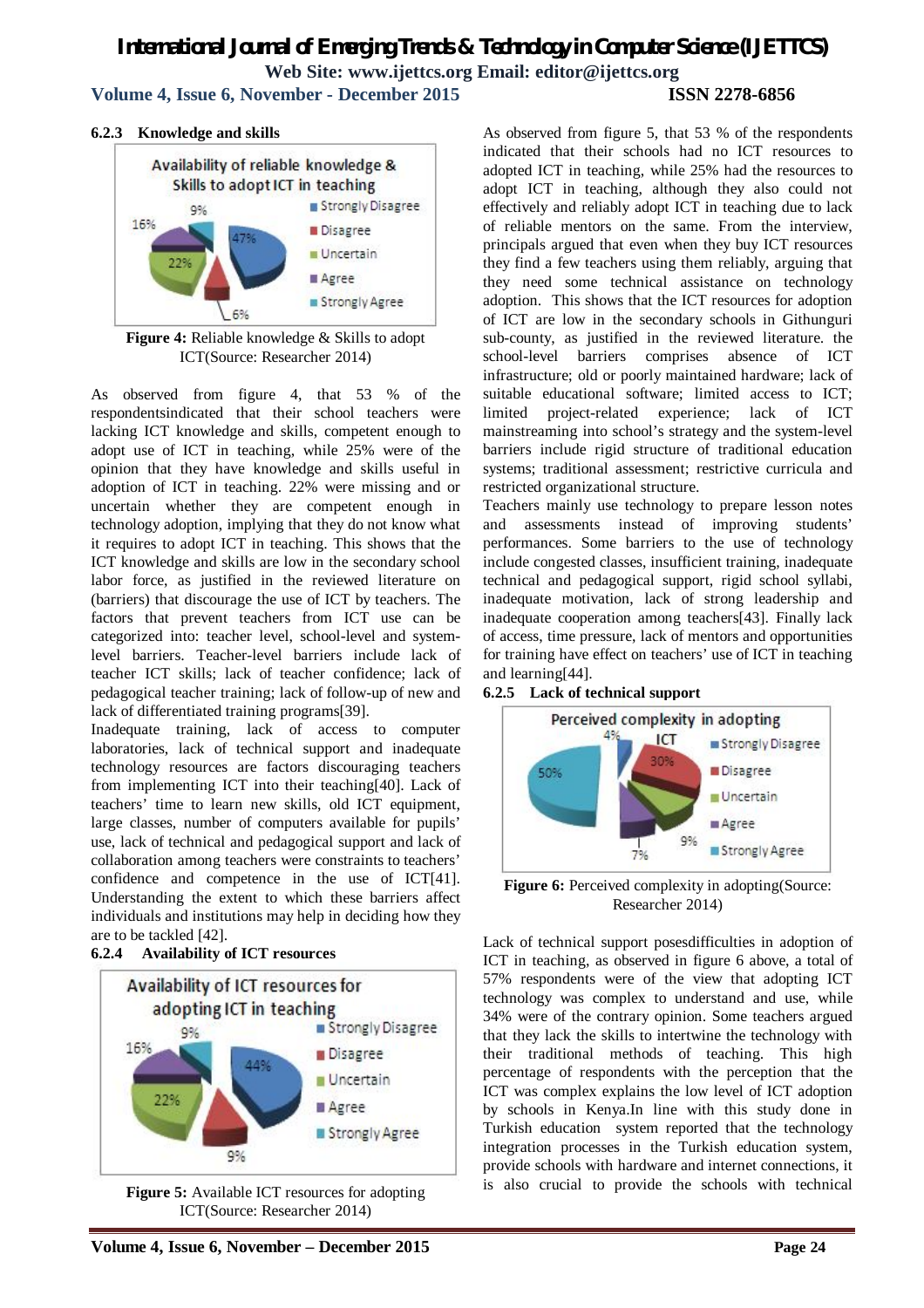#### 6.2.3 Knowledge and skills

Figure 4: Reliable knowledge & Skills to adopt ICT(Source: Researcher 2014)

As observed from figure 4, that 53 % of the respondentsindicated that their school teachers were lacking ICT knowledge and skills, competent enough to adopt use of ICT in teaching, while 25% were of the opinion that they have knowledge and skills useful in adoption of ICT in teaching. 22% were missing and or uncertain whether they are competent enough in technology adoption, implying that they do not know what it requires to adopt ICT in teaching. This shows that the ICT knowledge and skills are low in the secondary school labor force, as justified in the reviewed literature on (barriers) that discourage the use of ICT by teachers. The factors that prevent teachers from ICT use can be categorized into: teacher level, school-level and system-level barriers. Teacher-level barriers include lack of teacher ICT skills; lack of teacher confidence; lack of pedagogical teacher training; lack of follow-up of new and lack of differentiated training programs[39].

Inadequate training, lack of access to computer laboratories, lack of technical support and inadequate technology resources are factors discouraging teachers from implementing ICT into their teaching[40]. Lack of teachers' time to learn new skills, old ICT equipment, large classes, number of computers available for pupils' use, lack of technical and pedagogical support and lack of collaboration among teachers were constraints to teachers' confidence and competence in the use of ICT[41]. Understanding the extent to which these barriers affect individuals and institutions may help in deciding how they are to be tackled [42].

#### 6.2.4 Availability of ICT resources

Figure 5: Available ICT resources for adopting ICT(Source: Researcher 2014)

As observed from figure 5, that 53 % of the respondents indicated that their schools had no ICT resources to adopted ICT in teaching, while 25% had the resources to adopt ICT in teaching, although they also could not effectively and reliably adopt ICT in teaching due to lack of reliable mentors on the same. From the interview, principals argued that even when they buy ICT resources they find a few teachers using them reliably, arguing that they need some technical assistance on technology adoption. This shows that the ICT resources for adoption of ICT are low in the secondary schools in Githunguri sub-county, as justified in the reviewed literature. the school-level barriers comprises absence of ICT infrastructure; old or poorly maintained hardware; lack of suitable educational software; limited access to ICT; limited project-related experience; lack of ICT mainstreaming into school's strategy and the system-level barriers include rigid structure of traditional education systems; traditional assessment; restrictive curricula and restricted organizational structure.

Teachers mainly use technology to prepare lesson notes and assessments instead of improving students' performances. Some barriers to the use of technology include congested classes, insufficient training, inadequate technical and pedagogical support, rigid school syllabi, inadequate motivation, lack of strong leadership and inadequate cooperation among teachers[43]. Finally lack of access, time pressure, lack of mentors and opportunities for training have effect on teachers' use of ICT in teaching and learning[44].

#### 6.2.5 Lack of technical support

Figure 6: Perceived complexity in adopting(Source: Researcher 2014)

Lack of technical support posesdifficulties in adoption of ICT in teaching, as observed in figure 6 above, a total of 57% respondents were of the view that adopting ICT technology was complex to understand and use, while 34% were of the contrary opinion. Some teachers argued that they lack the skills to intertwine the technology with their traditional methods of teaching. This high percentage of respondents with the perception that the ICT was complex explains the low level of ICT adoption by schools in Kenya.In line with this study done in Turkish education system reported that the technology integration processes in the Turkish education system, provide schools with hardware and internet connections, it is also crucial to provide the schools with technical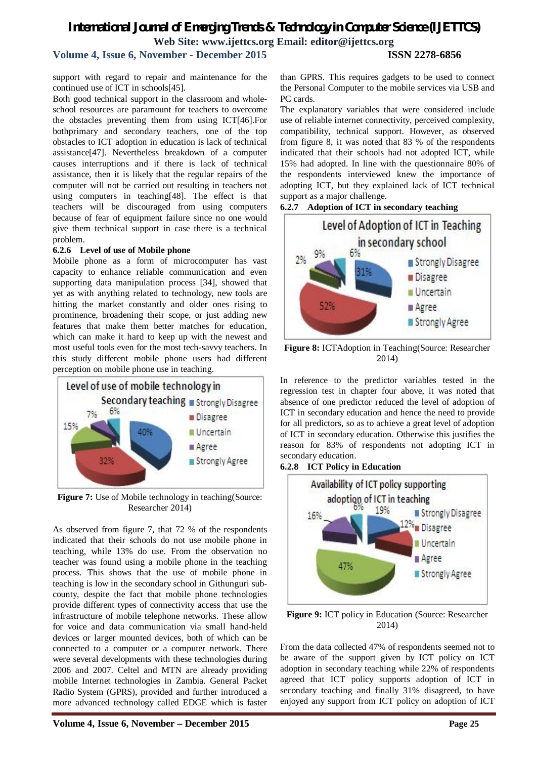support with regard to repair and maintenance for the continued use of ICT in schools[45].

Both good technical support in the classroom and whole-school resources are paramount for teachers to overcome the obstacles preventing them from using ICT[46].For bothprimary and secondary teachers, one of the top obstacles to ICT adoption in education is lack of technical assistance[47]. Nevertheless breakdown of a computer causes interruptions and if there is lack of technical assistance, then it is likely that the regular repairs of the computer will not be carried out resulting in teachers not using computers in teaching[48]. The effect is that teachers will be discouraged from using computers because of fear of equipment failure since no one would give them technical support in case there is a technical problem.

### 6.2.6 Level of use of Mobile phone

Mobile phone as a form of microcomputer has vast capacity to enhance reliable communication and even supporting data manipulation process [34], showed that yet as with anything related to technology, new tools are hitting the market constantly and older ones rising to prominence, broadening their scope, or just adding new features that make them better matches for education, which can make it hard to keep up with the newest and most useful tools even for the most tech-savvy teachers. In this study different mobile phone users had different perception on mobile phone use in teaching.

Level of use of mobile technology in Secondary teaching

Strongly Disagree
Disagree
Uncertain
Agree
Strongly Agree

40%
32%
15%
7%
6%

**Figure 7:** Use of Mobile technology in teaching(Source: Researcher 2014)

As observed from figure 7, that 72 % of the respondents indicated that their schools do not use mobile phone in teaching, while 13% do use. From the observation no teacher was found using a mobile phone in the teaching process. This shows that the use of mobile phone in teaching is low in the secondary school in Githunguri sub-county, despite the fact that mobile phone technologies provide different types of connectivity access that use the infrastructure of mobile telephone networks. These allow for voice and data communication via small hand-held devices or larger mounted devices, both of which can be connected to a computer or a computer network. There were several developments with these technologies during 2006 and 2007. Celtel and MTN are already providing mobile Internet technologies in Zambia. General Packet Radio System (GPRS), provided and further introduced a more advanced technology called EDGE which is faster than GPRS. This requires gadgets to be used to connect the Personal Computer to the mobile services via USB and PC cards.

The explanatory variables that were considered include use of reliable internet connectivity, perceived complexity, compatibility, technical support. However, as observed from figure 8, it was noted that 83 % of the respondents indicated that their schools had not adopted ICT, while 15% had adopted. In line with the questionnaire 80% of the respondents interviewed knew the importance of adopting ICT, but they explained lack of ICT technical support as a major challenge.

### 6.2.7 Adoption of ICT in secondary teaching

Level of Adoption of ICT in Teaching in secondary school

Strongly Disagree
Disagree
Uncertain
Agree
Strongly Agree

31%
52%
2%
9%
6%

**Figure 8:** ICTAdoption in Teaching(Source: Researcher 2014)

In reference to the predictor variables tested in the regression test in chapter four above, it was noted that absence of one predictor reduced the level of adoption of ICT in secondary education and hence the need to provide for all predictors, so as to achieve a great level of adoption of ICT in secondary education. Otherwise this justifies the reason for 83% of respondents not adopting ICT in secondary education.

### 6.2.8 ICT Policy in Education

Availability of ICT policy supporting adoption of ICT in teaching

Strongly Disagree
Disagree
Uncertain
Agree
Strongly Agree

19%
12%
47%
16%
6%

**Figure 9:** ICT policy in Education (Source: Researcher 2014)

From the data collected 47% of respondents seemed not to be aware of the support given by ICT policy on ICT adoption in secondary teaching while 22% of respondents agreed that ICT policy supports adoption of ICT in secondary teaching and finally 31% disagreed, to have enjoyed any support from ICT policy on adoption of ICT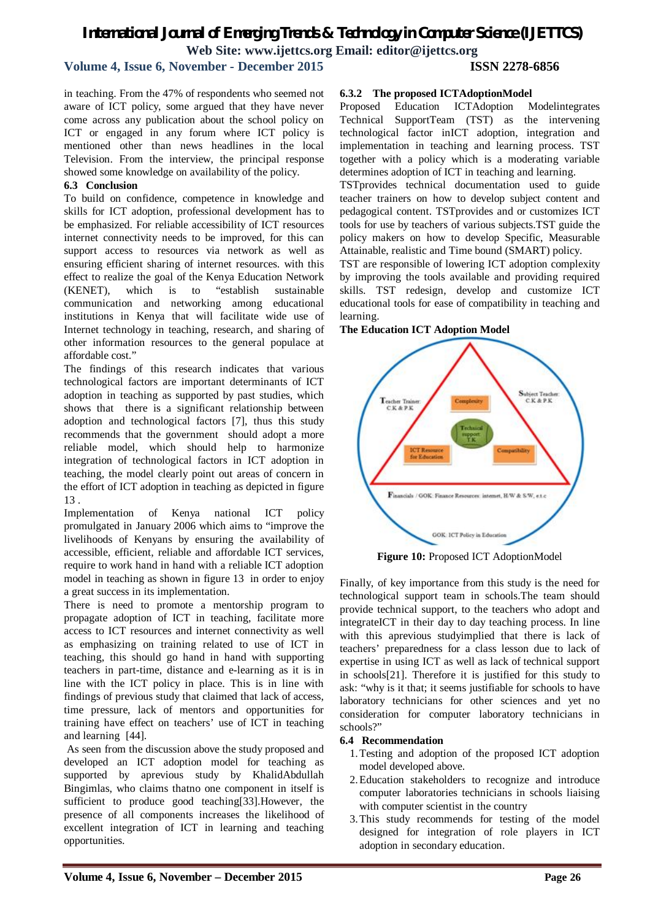in teaching. From the 47% of respondents who seemed not aware of ICT policy, some argued that they have never come across any publication about the school policy on ICT or engaged in any forum where ICT policy is mentioned other than news headlines in the local Television. From the interview, the principal response showed some knowledge on availability of the policy.

### 6.3 Conclusion

To build on confidence, competence in knowledge and skills for ICT adoption, professional development has to be emphasized. For reliable accessibility of ICT resources internet connectivity needs to be improved, for this can support access to resources via network as well as ensuring efficient sharing of internet resources. with this effect to realize the goal of the Kenya Education Network (KENET), which is to "establish sustainable communication and networking among educational institutions in Kenya that will facilitate wide use of Internet technology in teaching, research, and sharing of other information resources to the general populace at affordable cost."

The findings of this research indicates that various technological factors are important determinants of ICT adoption in teaching as supported by past studies, which shows that there is a significant relationship between adoption and technological factors [7], thus this study recommends that the government should adopt a more reliable model, which should help to harmonize integration of technological factors in ICT adoption in teaching, the model clearly point out areas of concern in the effort of ICT adoption in teaching as depicted in figure 13 .

Implementation of Kenya national ICT policy promulgated in January 2006 which aims to "improve the livelihoods of Kenyans by ensuring the availability of accessible, efficient, reliable and affordable ICT services, require to work hand in hand with a reliable ICT adoption model in teaching as shown in figure 13 in order to enjoy a great success in its implementation.

There is need to promote a mentorship program to propagate adoption of ICT in teaching, facilitate more access to ICT resources and internet connectivity as well as emphasizing on training related to use of ICT in teaching, this should go hand in hand with supporting teachers in part-time, distance and e-learning as it is in line with the ICT policy in place. This is in line with findings of previous study that claimed that lack of access, time pressure, lack of mentors and opportunities for training have effect on teachers' use of ICT in teaching and learning [44].

As seen from the discussion above the study proposed and developed an ICT adoption model for teaching as supported by aprevious study by KhalidAbdullah Bingimlas, who claims thatno one component in itself is sufficient to produce good teaching[33].However, the presence of all components increases the likelihood of excellent integration of ICT in learning and teaching opportunities.

#### 6.3.2 The proposed ICTAdoptionModel

Proposed Education ICTAdoption Modelintegrates Technical SupportTeam (TST) as the intervening technological factor inICT adoption, integration and implementation in teaching and learning process. TST together with a policy which is a moderating variable determines adoption of ICT in teaching and learning.

TSTprovides technical documentation used to guide teacher trainers on how to develop subject content and pedagogical content. TSTprovides and or customizes ICT tools for use by teachers of various subjects.TST guide the policy makers on how to develop Specific, Measurable Attainable, realistic and Time bound (SMART) policy.

TST are responsible of lowering ICT adoption complexity by improving the tools available and providing required skills. TST redesign, develop and customize ICT educational tools for ease of compatibility in teaching and learning.

**The Education ICT Adoption Model**

Teacher Trainer: C.K & P.K
Complexity
Subject Teacher: C.K & P.K
Technical support T.K
ICT Resource for Education
Compatibility
Financials / GOK: Finance Resources: internet, H/W & S/W, e.t.c
GOK: ICT Policy in Education

**Figure 10:** Proposed ICT AdoptionModel

Finally, of key importance from this study is the need for technological support team in schools.The team should provide technical support, to the teachers who adopt and integrateICT in their day to day teaching process. In line with this aprevious studyimplied that there is lack of teachers' preparedness for a class lesson due to lack of expertise in using ICT as well as lack of technical support in schools[21]. Therefore it is justified for this study to ask: "why is it that; it seems justifiable for schools to have laboratory technicians for other sciences and yet no consideration for computer laboratory technicians in schools?"

### 6.4 Recommendation

1. Testing and adoption of the proposed ICT adoption model developed above.
2. Education stakeholders to recognize and introduce computer laboratories technicians in schools liaising with computer scientist in the country
3. This study recommends for testing of the model designed for integration of role players in ICT adoption in secondary education.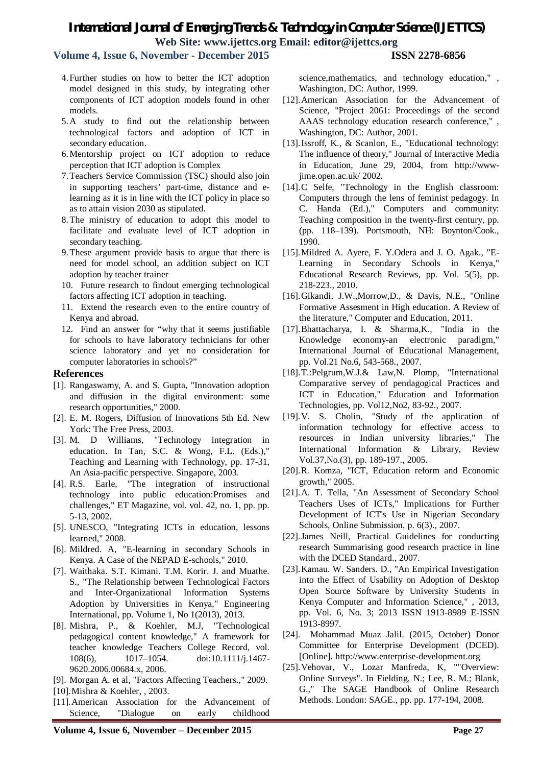4. Further studies on how to better the ICT adoption model designed in this study, by integrating other components of ICT adoption models found in other models.
5. A study to find out the relationship between technological factors and adoption of ICT in secondary education.
6. Mentorship project on ICT adoption to reduce perception that ICT adoption is Complex
7. Teachers Service Commission (TSC) should also join in supporting teachers' part-time, distance and e-learning as it is in line with the ICT policy in place so as to attain vision 2030 as stipulated.
8. The ministry of education to adopt this model to facilitate and evaluate level of ICT adoption in secondary teaching.
9. These argument provide basis to argue that there is need for model school, an addition subject on ICT adoption by teacher trainer
10. Future research to findout emerging technological factors affecting ICT adoption in teaching.
11. Extend the research even to the entire country of Kenya and abroad.
12. Find an answer for "why that it seems justifiable for schools to have laboratory technicians for other science laboratory and yet no consideration for computer laboratories in schools?"

## References

[1]. Rangaswamy, A. and S. Gupta, "Innovation adoption and diffusion in the digital environment: some research opportunities," 2000.

[2]. E. M. Rogers, Diffusion of Innovations 5th Ed. New York: The Free Press, 2003.

[3]. M. D Williams, "Technology integration in education. In Tan, S.C. & Wong, F.L. (Eds.)," Teaching and Learning with Technology, pp. 17-31, An Asia-pacific perspective. Singapore, 2003.

[4]. R.S. Earle, "The integration of instructional technology into public education:Promises and challenges," ET Magazine, vol. vol. 42, no. 1, pp. pp. 5-13, 2002.

[5]. UNESCO, "Integrating ICTs in education, lessons learned," 2008.

[6]. Mildred. A, "E-learning in secondary Schools in Kenya. A Case of the NEPAD E-schools," 2010.

[7]. Waithaka. S.T. Kimani. T.M. Korir. J. and Muathe. S., "The Relationship between Technological Factors and Inter-Organizational Information Systems Adoption by Universities in Kenya," Engineering International, pp. Volume 1, No 1(2013), 2013.

[8]. Mishra, P., & Koehler, M.J, "Technological pedagogical content knowledge," A framework for teacher knowledge Teachers College Record, vol. 108(6), 1017–1054. doi:10.1111/j.1467-9620.2006.00684.x, 2006.

[9]. Morgan A. et al, "Factors Affecting Teachers.," 2009.

[10]. Mishra & Koehler, , 2003.

[11]. American Association for the Advancement of Science, "Dialogue on early childhood science,mathematics, and technology education," , Washington, DC: Author, 1999.

[12]. American Association for the Advancement of Science, "Project 2061: Proceedings of the second AAAS technology education research conference," , Washington, DC: Author, 2001.

[13]. Issroff, K., & Scanlon, E., "Educational technology: The influence of theory," Journal of Interactive Media in Education, June 29, 2004, from http://www-jime.open.ac.uk/ 2002.

[14]. C Selfe, "Technology in the English classroom: Computers through the lens of feminist pedagogy. In C. Handa (Ed.)," Computers and community: Teaching composition in the twenty-first century, pp. (pp. 118–139). Portsmouth, NH: Boynton/Cook., 1990.

[15]. Mildred A. Ayere, F. Y.Odera and J. O. Agak., "E-Learning in Secondary Schools in Kenya," Educational Research Reviews, pp. Vol. 5(5), pp. 218-223., 2010.

[16]. Gikandi, J.W.,Morrow,D., & Davis, N.E., "Online Formative Assesment in High education. A Review of the literature," Computer and Education, 2011.

[17]. Bhattacharya, I. & Sharma,K., "India in the Knowledge economy-an electronic paradigm," International Journal of Educational Management, pp. Vol.21 No.6, 543-568., 2007.

[18]. T.:Pelgrum,W.J.& Law,N. Plomp, "International Comparative servey of pendagogical Practices and ICT in Education," Education and Information Technologies, pp. Vol12,No2, 83-92., 2007.

[19]. V. S. Cholin, "Study of the application of information technology for effective access to resources in Indian university libraries," The International Information & Library, Review Vol.37,No.(3), pp. 189-197., 2005.

[20]. R. Komza, "ICT, Education reform and Economic growth," 2005.

[21]. A. T. Tella, "An Assessment of Secondary School Teachers Uses of ICTs," Implications for Further Development of ICT's Use in Nigerian Secondary Schools, Online Submission, p. 6(3)., 2007.

[22]. James Neill, Practical Guidelines for conducting research Summarising good research practice in line with the DCED Standard., 2007.

[23]. Kamau. W. Sanders. D., "An Empirical Investigation into the Effect of Usability on Adoption of Desktop Open Source Software by University Students in Kenya Computer and Information Science," , 2013, pp. Vol. 6, No. 3; 2013 ISSN 1913-8989 E-ISSN 1913-8997.

[24]. Mohammad Muaz Jalil. (2015, October) Donor Committee for Enterprise Development (DCED). [Online]. http://www.enterprise-development.org

[25]. Vehovar, V., Lozar Manfreda, K, ""Overview: Online Surveys". In Fielding, N.; Lee, R. M.; Blank, G.," The SAGE Handbook of Online Research Methods. London: SAGE., pp. pp. 177-194, 2008.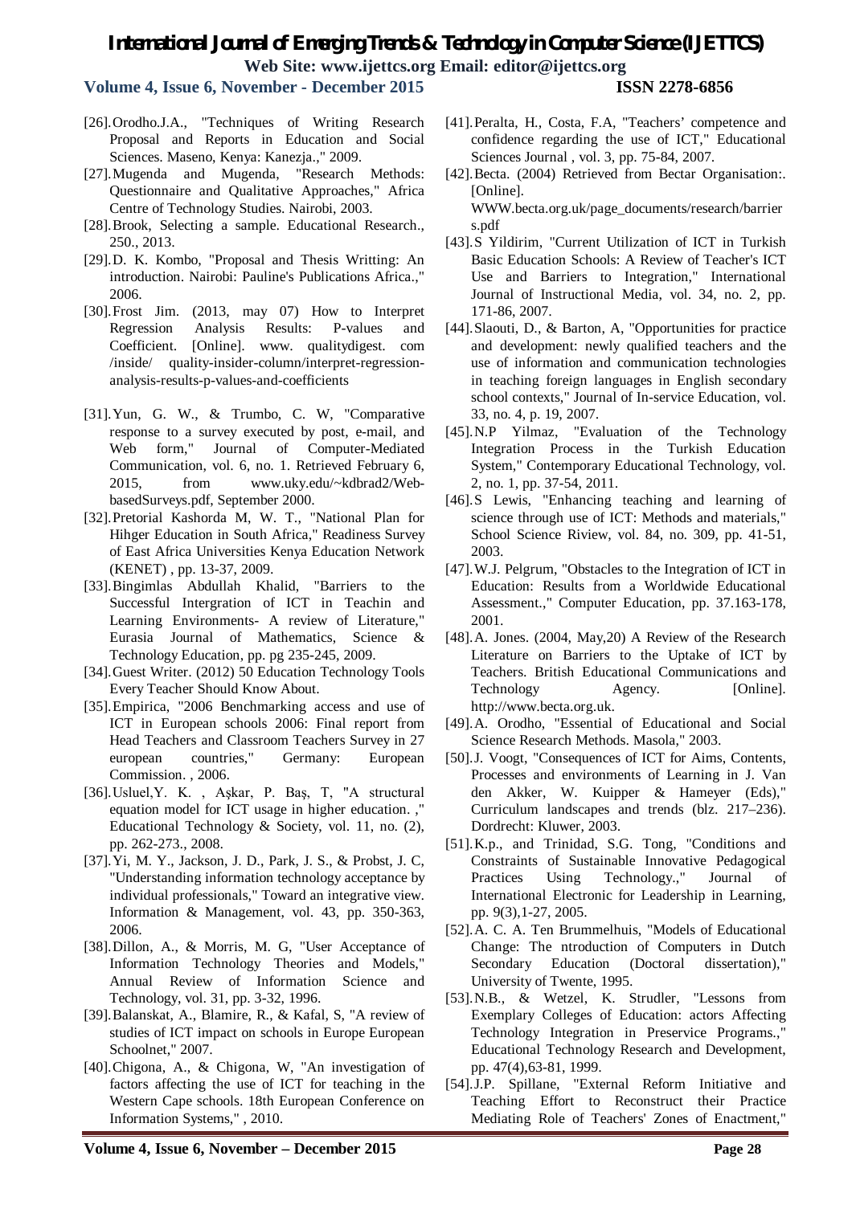[26]. Orodho.J.A., "Techniques of Writing Research Proposal and Reports in Education and Social Sciences. Maseno, Kenya: Kanezja.," 2009.

[27]. Mugenda and Mugenda, "Research Methods: Questionnaire and Qualitative Approaches," Africa Centre of Technology Studies. Nairobi, 2003.

[28]. Brook, Selecting a sample. Educational Research., 250., 2013.

[29]. D. K. Kombo, "Proposal and Thesis Writting: An introduction. Nairobi: Pauline's Publications Africa.," 2006.

[30]. Frost Jim. (2013, may 07) How to Interpret Regression Analysis Results: P-values and Coefficient. [Online]. www. qualitydigest. com /inside/ quality-insider-column/interpret-regression-analysis-results-p-values-and-coefficients

[31]. Yun, G. W., & Trumbo, C. W, "Comparative response to a survey executed by post, e-mail, and Web form," Journal of Computer-Mediated Communication, vol. 6, no. 1. Retrieved February 6, 2015, from www.uky.edu/~kdbrad2/Web-basedSurveys.pdf, September 2000.

[32]. Pretorial Kashorda M, W. T., "National Plan for Hihger Education in South Africa," Readiness Survey of East Africa Universities Kenya Education Network (KENET) , pp. 13-37, 2009.

[33]. Bingimlas Abdullah Khalid, "Barriers to the Successful Intergration of ICT in Teachin and Learning Environments- A review of Literature," Eurasia Journal of Mathematics, Science & Technology Education, pp. pg 235-245, 2009.

[34]. Guest Writer. (2012) 50 Education Technology Tools Every Teacher Should Know About.

[35]. Empirica, "2006 Benchmarking access and use of ICT in European schools 2006: Final report from Head Teachers and Classroom Teachers Survey in 27 european countries," Germany: European Commission. , 2006.

[36]. Usluel,Y. K. , Aşkar, P. Baş, T, "A structural equation model for ICT usage in higher education. ," Educational Technology & Society, vol. 11, no. (2), pp. 262-273., 2008.

[37]. Yi, M. Y., Jackson, J. D., Park, J. S., & Probst, J. C, "Understanding information technology acceptance by individual professionals," Toward an integrative view. Information & Management, vol. 43, pp. 350-363, 2006.

[38]. Dillon, A., & Morris, M. G, "User Acceptance of Information Technology Theories and Models," Annual Review of Information Science and Technology, vol. 31, pp. 3-32, 1996.

[39]. Balanskat, A., Blamire, R., & Kafal, S, "A review of studies of ICT impact on schools in Europe European Schoolnet," 2007.

[40]. Chigona, A., & Chigona, W, "An investigation of factors affecting the use of ICT for teaching in the Western Cape schools. 18th European Conference on Information Systems," , 2010.

[41]. Peralta, H., Costa, F.A, "Teachers' competence and confidence regarding the use of ICT," Educational Sciences Journal , vol. 3, pp. 75-84, 2007.

[42]. Becta. (2004) Retrieved from Bectar Organisation:. [Online]. WWW.becta.org.uk/page_documents/research/barriers.pdf

[43]. S Yildirim, "Current Utilization of ICT in Turkish Basic Education Schools: A Review of Teacher's ICT Use and Barriers to Integration," International Journal of Instructional Media, vol. 34, no. 2, pp. 171-86, 2007.

[44]. Slaouti, D., & Barton, A, "Opportunities for practice and development: newly qualified teachers and the use of information and communication technologies in teaching foreign languages in English secondary school contexts," Journal of In-service Education, vol. 33, no. 4, p. 19, 2007.

[45]. N.P Yilmaz, "Evaluation of the Technology Integration Process in the Turkish Education System," Contemporary Educational Technology, vol. 2, no. 1, pp. 37-54, 2011.

[46]. S Lewis, "Enhancing teaching and learning of science through use of ICT: Methods and materials," School Science Riview, vol. 84, no. 309, pp. 41-51, 2003.

[47]. W.J. Pelgrum, "Obstacles to the Integration of ICT in Education: Results from a Worldwide Educational Assessment.," Computer Education, pp. 37.163-178, 2001.

[48]. A. Jones. (2004, May,20) A Review of the Research Literature on Barriers to the Uptake of ICT by Teachers. British Educational Communications and Technology Agency. [Online]. http://www.becta.org.uk.

[49]. A. Orodho, "Essential of Educational and Social Science Research Methods. Masola," 2003.

[50]. J. Voogt, "Consequences of ICT for Aims, Contents, Processes and environments of Learning in J. Van den Akker, W. Kuipper & Hameyer (Eds)," Curriculum landscapes and trends (blz. 217–236). Dordrecht: Kluwer, 2003.

[51]. K.p., and Trinidad, S.G. Tong, "Conditions and Constraints of Sustainable Innovative Pedagogical Practices Using Technology.," Journal of International Electronic for Leadership in Learning, pp. 9(3),1-27, 2005.

[52]. A. C. A. Ten Brummelhuis, "Models of Educational Change: The ntroduction of Computers in Dutch Secondary Education (Doctoral dissertation)," University of Twente, 1995.

[53]. N.B., & Wetzel, K. Strudler, "Lessons from Exemplary Colleges of Education: actors Affecting Technology Integration in Preservice Programs.," Educational Technology Research and Development, pp. 47(4),63-81, 1999.

[54]. J.P. Spillane, "External Reform Initiative and Teaching Effort to Reconstruct their Practice Mediating Role of Teachers' Zones of Enactment,"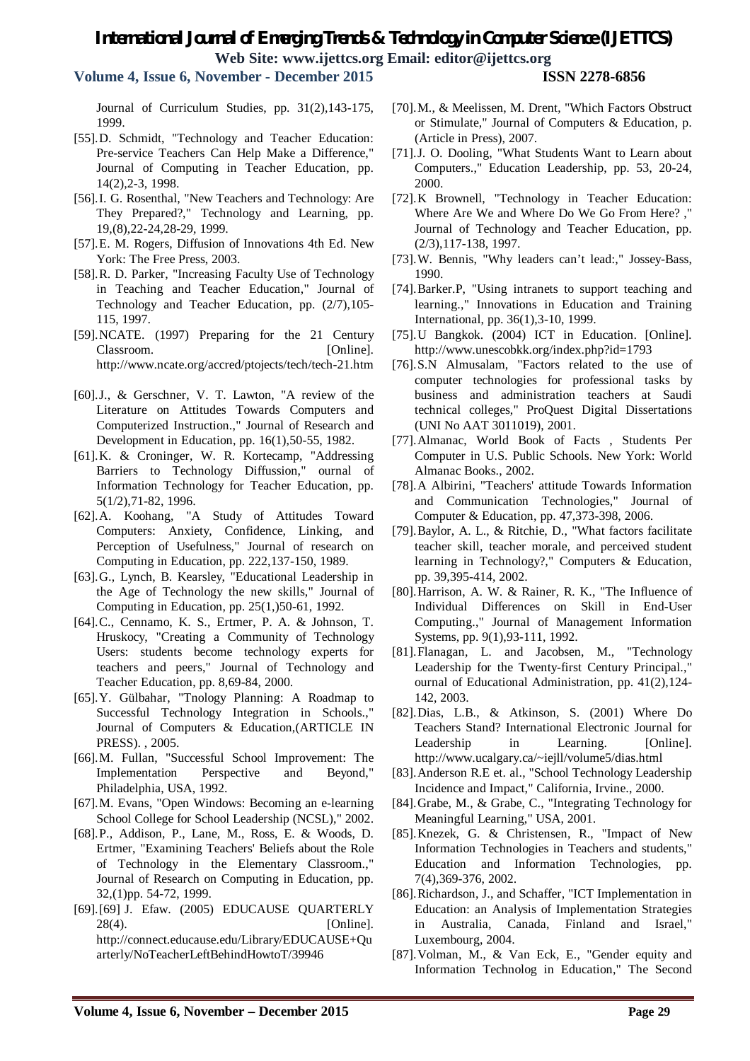Journal of Curriculum Studies, pp. 31(2),143-175, 1999.

[55].D. Schmidt, "Technology and Teacher Education: Pre-service Teachers Can Help Make a Difference," Journal of Computing in Teacher Education, pp. 14(2),2-3, 1998.

[56].I. G. Rosenthal, "New Teachers and Technology: Are They Prepared?," Technology and Learning, pp. 19,(8),22-24,28-29, 1999.

[57].E. M. Rogers, Diffusion of Innovations 4th Ed. New York: The Free Press, 2003.

[58].R. D. Parker, "Increasing Faculty Use of Technology in Teaching and Teacher Education," Journal of Technology and Teacher Education, pp. (2/7),105-115, 1997.

[59].NCATE. (1997) Preparing for the 21 Century Classroom. [Online]. http://www.ncate.org/accred/ptojects/tech/tech-21.htm

[60].J., & Gerschner, V. T. Lawton, "A review of the Literature on Attitudes Towards Computers and Computerized Instruction.," Journal of Research and Development in Education, pp. 16(1),50-55, 1982.

[61].K. & Croninger, W. R. Kortecamp, "Addressing Barriers to Technology Diffussion," ournal of Information Technology for Teacher Education, pp. 5(1/2),71-82, 1996.

[62].A. Koohang, "A Study of Attitudes Toward Computers: Anxiety, Confidence, Linking, and Perception of Usefulness," Journal of research on Computing in Education, pp. 222,137-150, 1989.

[63].G., Lynch, B. Kearsley, "Educational Leadership in the Age of Technology the new skills," Journal of Computing in Education, pp. 25(1,)50-61, 1992.

[64].C., Cennamo, K. S., Ertmer, P. A. & Johnson, T. Hruskocy, "Creating a Community of Technology Users: students become technology experts for teachers and peers," Journal of Technology and Teacher Education, pp. 8,69-84, 2000.

[65].Y. Gülbahar, "Tnology Planning: A Roadmap to Successful Technology Integration in Schools.," Journal of Computers & Education,(ARTICLE IN PRESS). , 2005.

[66].M. Fullan, "Successful School Improvement: The Implementation Perspective and Beyond," Philadelphia, USA, 1992.

[67].M. Evans, "Open Windows: Becoming an e-learning School College for School Leadership (NCSL)," 2002.

[68].P., Addison, P., Lane, M., Ross, E. & Woods, D. Ertmer, "Examining Teachers' Beliefs about the Role of Technology in the Elementary Classroom.," Journal of Research on Computing in Education, pp. 32,(1)pp. 54-72, 1999.

[69].[69] J. Efaw. (2005) EDUCAUSE QUARTERLY 28(4). [Online]. http://connect.educause.edu/Library/EDUCAUSE+Quarterly/NoTeacherLeftBehindHowtoT/39946

[70].M., & Meelissen, M. Drent, "Which Factors Obstruct or Stimulate," Journal of Computers & Education, p. (Article in Press), 2007.

[71].J. O. Dooling, "What Students Want to Learn about Computers.," Education Leadership, pp. 53, 20-24, 2000.

[72].K Brownell, "Technology in Teacher Education: Where Are We and Where Do We Go From Here? ," Journal of Technology and Teacher Education, pp. (2/3),117-138, 1997.

[73].W. Bennis, "Why leaders can't lead:," Jossey-Bass, 1990.

[74].Barker.P, "Using intranets to support teaching and learning.," Innovations in Education and Training International, pp. 36(1),3-10, 1999.

[75].U Bangkok. (2004) ICT in Education. [Online]. http://www.unescobkk.org/index.php?id=1793

[76].S.N Almusalam, "Factors related to the use of computer technologies for professional tasks by business and administration teachers at Saudi technical colleges," ProQuest Digital Dissertations (UNI No AAT 3011019), 2001.

[77].Almanac, World Book of Facts , Students Per Computer in U.S. Public Schools. New York: World Almanac Books., 2002.

[78].A Albirini, "Teachers' attitude Towards Information and Communication Technologies," Journal of Computer & Education, pp. 47,373-398, 2006.

[79].Baylor, A. L., & Ritchie, D., "What factors facilitate teacher skill, teacher morale, and perceived student learning in Technology?," Computers & Education, pp. 39,395-414, 2002.

[80].Harrison, A. W. & Rainer, R. K., "The Influence of Individual Differences on Skill in End-User Computing.," Journal of Management Information Systems, pp. 9(1),93-111, 1992.

[81].Flanagan, L. and Jacobsen, M., "Technology Leadership for the Twenty-first Century Principal.," ournal of Educational Administration, pp. 41(2),124-142, 2003.

[82].Dias, L.B., & Atkinson, S. (2001) Where Do Teachers Stand? International Electronic Journal for Leadership in Learning. [Online]. http://www.ucalgary.ca/~iejll/volume5/dias.html

[83].Anderson R.E et. al., "School Technology Leadership Incidence and Impact," California, Irvine., 2000.

[84].Grabe, M., & Grabe, C., "Integrating Technology for Meaningful Learning," USA, 2001.

[85].Knezek, G. & Christensen, R., "Impact of New Information Technologies in Teachers and students," Education and Information Technologies, pp. 7(4),369-376, 2002.

[86].Richardson, J., and Schaffer, "ICT Implementation in Education: an Analysis of Implementation Strategies in Australia, Canada, Finland and Israel," Luxembourg, 2004.

[87].Volman, M., & Van Eck, E., "Gender equity and Information Technolog in Education," The Second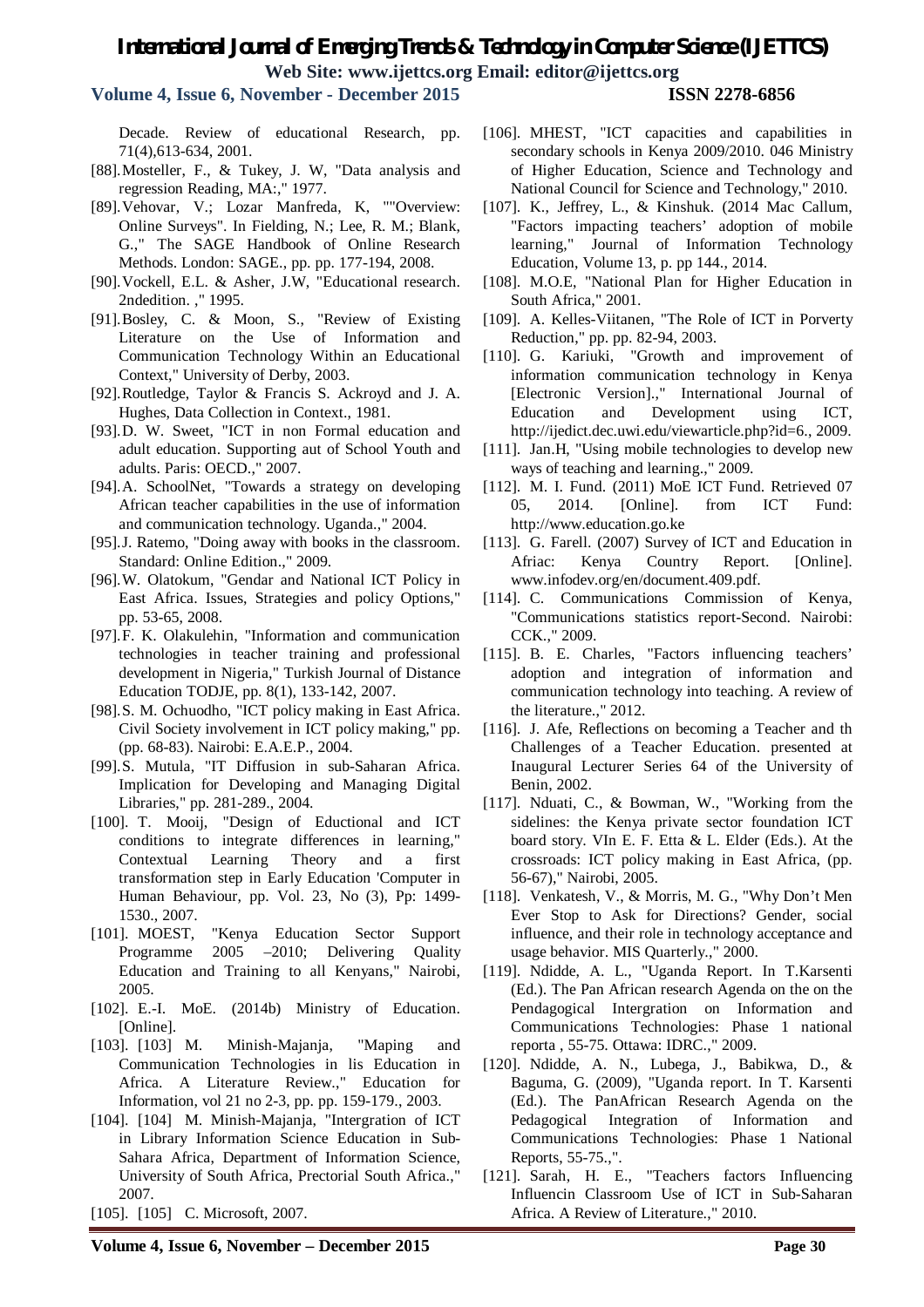Decade. Review of educational Research, pp. 71(4),613-634, 2001.

[88]. Mosteller, F., & Tukey, J. W, "Data analysis and regression Reading, MA:," 1977.

[89]. Vehovar, V.; Lozar Manfreda, K, ""Overview: Online Surveys". In Fielding, N.; Lee, R. M.; Blank, G.," The SAGE Handbook of Online Research Methods. London: SAGE., pp. pp. 177-194, 2008.

[90]. Vockell, E.L. & Asher, J.W, "Educational research. 2ndedition. ," 1995.

[91]. Bosley, C. & Moon, S., "Review of Existing Literature on the Use of Information and Communication Technology Within an Educational Context," University of Derby, 2003.

[92]. Routledge, Taylor & Francis S. Ackroyd and J. A. Hughes, Data Collection in Context., 1981.

[93]. D. W. Sweet, "ICT in non Formal education and adult education. Supporting aut of School Youth and adults. Paris: OECD.," 2007.

[94]. A. SchoolNet, "Towards a strategy on developing African teacher capabilities in the use of information and communication technology. Uganda.," 2004.

[95]. J. Ratemo, "Doing away with books in the classroom. Standard: Online Edition.," 2009.

[96]. W. Olatokum, "Gendar and National ICT Policy in East Africa. Issues, Strategies and policy Options," pp. 53-65, 2008.

[97]. F. K. Olakulehin, "Information and communication technologies in teacher training and professional development in Nigeria," Turkish Journal of Distance Education TODJE, pp. 8(1), 133-142, 2007.

[98]. S. M. Ochuodho, "ICT policy making in East Africa. Civil Society involvement in ICT policy making," pp. (pp. 68-83). Nairobi: E.A.E.P., 2004.

[99]. S. Mutula, "IT Diffusion in sub-Saharan Africa. Implication for Developing and Managing Digital Libraries," pp. 281-289., 2004.

[100]. T. Mooij, "Design of Eductional and ICT conditions to integrate differences in learning," Contextual Learning Theory and a first transformation step in Early Education 'Computer in Human Behaviour, pp. Vol. 23, No (3), Pp: 1499-1530., 2007.

[101]. MOEST, "Kenya Education Sector Support Programme 2005 –2010; Delivering Quality Education and Training to all Kenyans," Nairobi, 2005.

[102]. E.-I. MoE. (2014b) Ministry of Education. [Online].

[103]. [103] M. Minish-Majanja, "Maping and Communication Technologies in lis Education in Africa. A Literature Review.," Education for Information, vol 21 no 2-3, pp. pp. 159-179., 2003.

[104]. [104] M. Minish-Majanja, "Intergration of ICT in Library Information Science Education in Sub-Sahara Africa, Department of Information Science, University of South Africa, Prectorial South Africa.," 2007.

[105]. [105] C. Microsoft, 2007.

[106]. MHEST, "ICT capacities and capabilities in secondary schools in Kenya 2009/2010. 046 Ministry of Higher Education, Science and Technology and National Council for Science and Technology," 2010.

[107]. K., Jeffrey, L., & Kinshuk. (2014 Mac Callum, "Factors impacting teachers' adoption of mobile learning," Journal of Information Technology Education, Volume 13, p. pp 144., 2014.

[108]. M.O.E, "National Plan for Higher Education in South Africa," 2001.

[109]. A. Kelles-Viitanen, "The Role of ICT in Porverty Reduction," pp. pp. 82-94, 2003.

[110]. G. Kariuki, "Growth and improvement of information communication technology in Kenya [Electronic Version].," International Journal of Education and Development using ICT, http://ijedict.dec.uwi.edu/viewarticle.php?id=6., 2009.

[111]. Jan.H, "Using mobile technologies to develop new ways of teaching and learning.," 2009.

[112]. M. I. Fund. (2011) MoE ICT Fund. Retrieved 07 05, 2014. [Online]. from ICT Fund: http://www.education.go.ke

[113]. G. Farell. (2007) Survey of ICT and Education in Afriac: Kenya Country Report. [Online]. www.infodev.org/en/document.409.pdf.

[114]. C. Communications Commission of Kenya, "Communications statistics report-Second. Nairobi: CCK.," 2009.

[115]. B. E. Charles, "Factors influencing teachers' adoption and integration of information and communication technology into teaching. A review of the literature.," 2012.

[116]. J. Afe, Reflections on becoming a Teacher and th Challenges of a Teacher Education. presented at Inaugural Lecturer Series 64 of the University of Benin, 2002.

[117]. Nduati, C., & Bowman, W., "Working from the sidelines: the Kenya private sector foundation ICT board story. VIn E. F. Etta & L. Elder (Eds.). At the crossroads: ICT policy making in East Africa, (pp. 56-67)," Nairobi, 2005.

[118]. Venkatesh, V., & Morris, M. G., "Why Don't Men Ever Stop to Ask for Directions? Gender, social influence, and their role in technology acceptance and usage behavior. MIS Quarterly.," 2000.

[119]. Ndidde, A. L., "Uganda Report. In T.Karsenti (Ed.). The Pan African research Agenda on the on the Pendagogical Intergration on Information and Communications Technologies: Phase 1 national reporta , 55-75. Ottawa: IDRC.," 2009.

[120]. Ndidde, A. N., Lubega, J., Babikwa, D., & Baguma, G. (2009), "Uganda report. In T. Karsenti (Ed.). The PanAfrican Research Agenda on the Pedagogical Integration of Information and Communications Technologies: Phase 1 National Reports, 55-75.,".

[121]. Sarah, H. E., "Teachers factors Influencing Influencin Classroom Use of ICT in Sub-Saharan Africa. A Review of Literature.," 2010.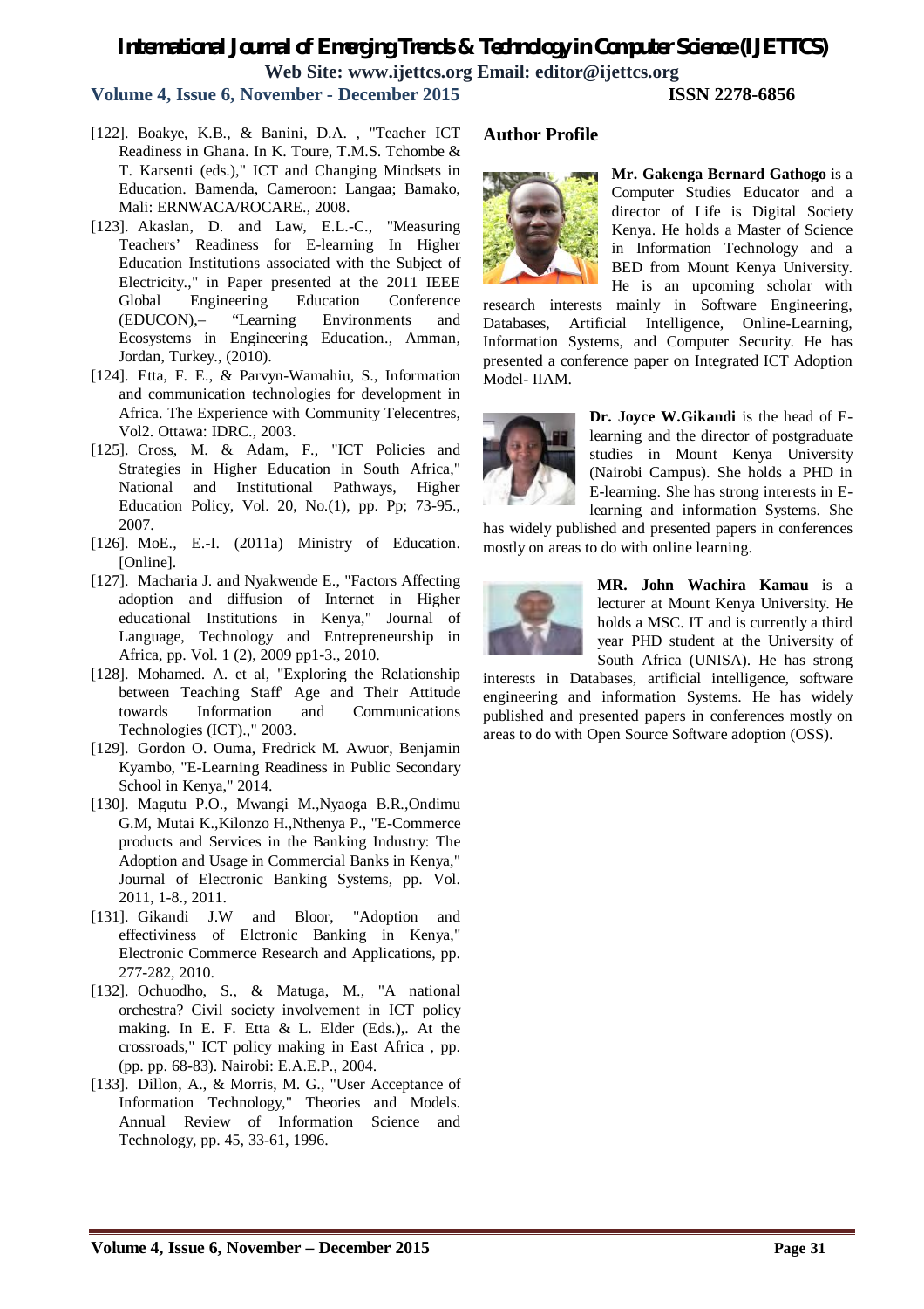[122]. Boakye, K.B., & Banini, D.A. , "Teacher ICT Readiness in Ghana. In K. Toure, T.M.S. Tchombe & T. Karsenti (eds.)," ICT and Changing Mindsets in Education. Bamenda, Cameroon: Langaa; Bamako, Mali: ERNWACA/ROCARE., 2008.

[123]. Akaslan, D. and Law, E.L.-C., "Measuring Teachers' Readiness for E-learning In Higher Education Institutions associated with the Subject of Electricity.," in Paper presented at the 2011 IEEE Global Engineering Education Conference (EDUCON),– "Learning Environments and Ecosystems in Engineering Education., Amman, Jordan, Turkey., (2010).

[124]. Etta, F. E., & Parvyn-Wamahiu, S., Information and communication technologies for development in Africa. The Experience with Community Telecentres, Vol2. Ottawa: IDRC., 2003.

[125]. Cross, M. & Adam, F., "ICT Policies and Strategies in Higher Education in South Africa," National and Institutional Pathways, Higher Education Policy, Vol. 20, No.(1), pp. Pp; 73-95., 2007.

[126]. MoE., E.-I. (2011a) Ministry of Education. [Online].

[127]. Macharia J. and Nyakwende E., "Factors Affecting adoption and diffusion of Internet in Higher educational Institutions in Kenya," Journal of Language, Technology and Entrepreneurship in Africa, pp. Vol. 1 (2), 2009 pp1-3., 2010.

[128]. Mohamed. A. et al, "Exploring the Relationship between Teaching Staff' Age and Their Attitude towards Information and Communications Technologies (ICT).," 2003.

[129]. Gordon O. Ouma, Fredrick M. Awuor, Benjamin Kyambo, "E-Learning Readiness in Public Secondary School in Kenya," 2014.

[130]. Magutu P.O., Mwangi M.,Nyaoga B.R.,Ondimu G.M, Mutai K.,Kilonzo H.,Nthenya P., "E-Commerce products and Services in the Banking Industry: The Adoption and Usage in Commercial Banks in Kenya," Journal of Electronic Banking Systems, pp. Vol. 2011, 1-8., 2011.

[131]. Gikandi J.W and Bloor, "Adoption and effectiviness of Elctronic Banking in Kenya," Electronic Commerce Research and Applications, pp. 277-282, 2010.

[132]. Ochuodho, S., & Matuga, M., "A national orchestra? Civil society involvement in ICT policy making. In E. F. Etta & L. Elder (Eds.),. At the crossroads," ICT policy making in East Africa , pp. (pp. pp. 68-83). Nairobi: E.A.E.P., 2004.

[133]. Dillon, A., & Morris, M. G., "User Acceptance of Information Technology," Theories and Models. Annual Review of Information Science and Technology, pp. 45, 33-61, 1996.

## Author Profile

**Mr. Gakenga Bernard Gathogo** is a Computer Studies Educator and a director of Life is Digital Society Kenya. He holds a Master of Science in Information Technology and a BED from Mount Kenya University. He is an upcoming scholar with research interests mainly in Software Engineering, Databases, Artificial Intelligence, Online-Learning, Information Systems, and Computer Security. He has presented a conference paper on Integrated ICT Adoption Model- IIAM.

**Dr. Joyce W.Gikandi** is the head of E-learning and the director of postgraduate studies in Mount Kenya University (Nairobi Campus). She holds a PHD in E-learning. She has strong interests in E-learning and information Systems. She has widely published and presented papers in conferences mostly on areas to do with online learning.

**MR. John Wachira Kamau** is a lecturer at Mount Kenya University. He holds a MSC. IT and is currently a third year PHD student at the University of South Africa (UNISA). He has strong interests in Databases, artificial intelligence, software engineering and information Systems. He has widely published and presented papers in conferences mostly on areas to do with Open Source Software adoption (OSS).